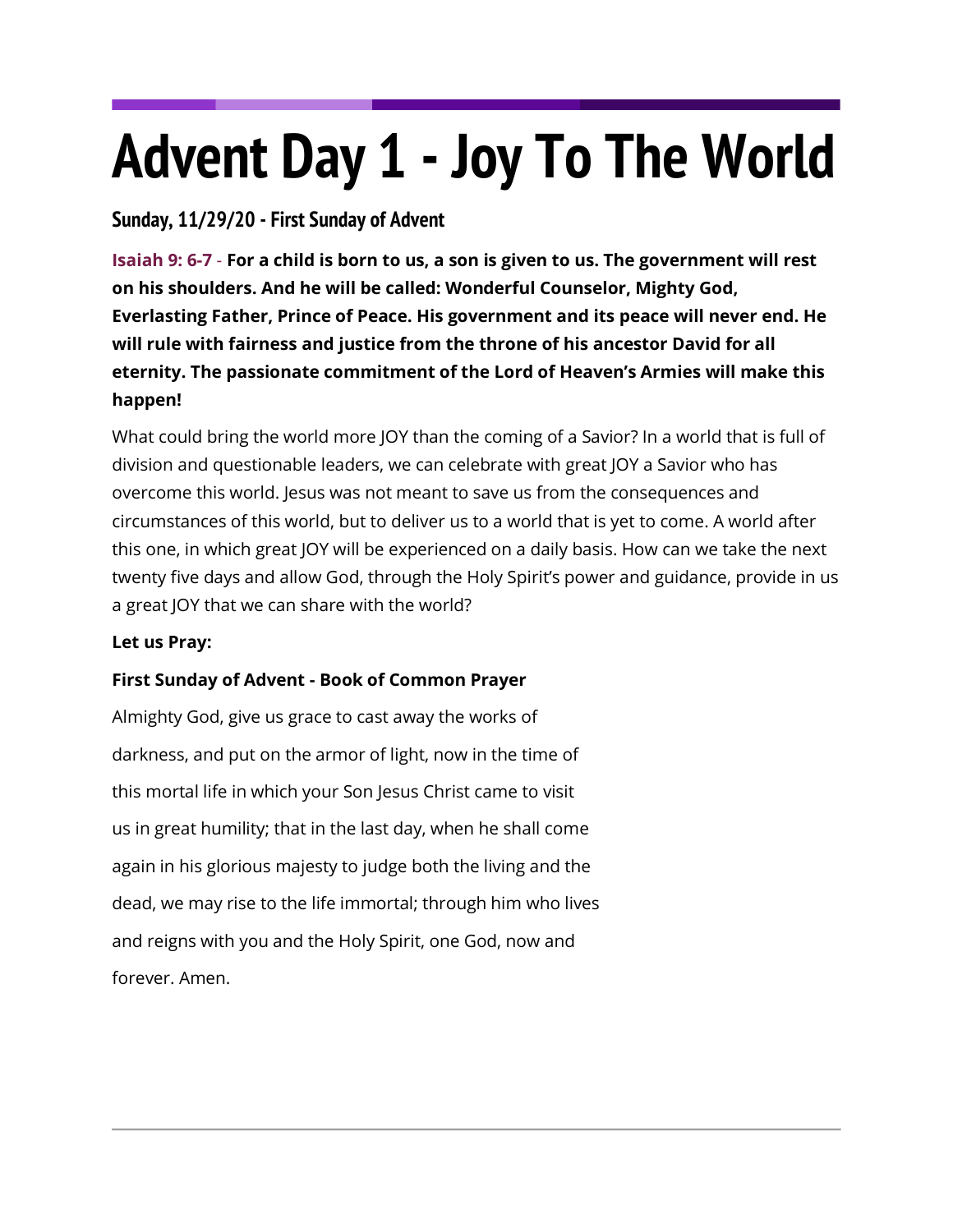# Advent Day 1 - Joy To The World

### Sunday, 11/29/20 - First Sunday of Advent

**Isaiah 9: 6-7 - For a child is born to us, a son is given to us. The government will rest on his shoulders. And he will be called: Wonderful Counselor, Mighty God, Everlasting Father, Prince of Peace. His government and its peace will never end. He will rule with fairness and justice from the throne of his ancestor David for all eternity. The passionate commitment of the Lord of Heaven's Armies will make this happen!**

What could bring the world more JOY than the coming of a Savior? In a world that is full of division and questionable leaders, we can celebrate with great JOY a Savior who has overcome this world. Jesus was not meant to save us from the consequences and circumstances of this world, but to deliver us to a world that is yet to come. A world after this one, in which great JOY will be experienced on a daily basis. How can we take the next twenty five days and allow God, through the Holy Spirit's power and guidance, provide in us a great JOY that we can share with the world?

**Let us Pray:**

**First Sunday of Advent - Book of Common Prayer**

Almighty God, give us grace to cast away the works of darkness, and put on the armor of light, now in the time of this mortal life in which your Son Jesus Christ came to visit us in great humility; that in the last day, when he shall come again in his glorious majesty to judge both the living and the dead, we may rise to the life immortal; through him who lives and reigns with you and the Holy Spirit, one God, now and forever. Amen.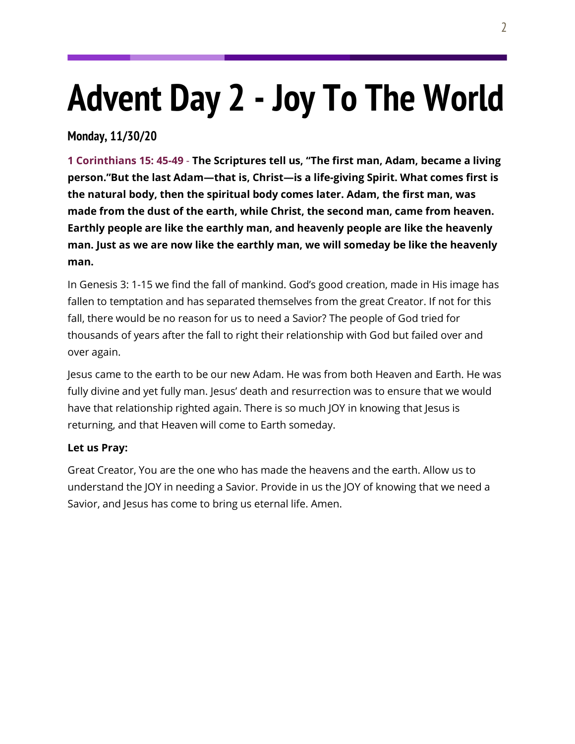# Advent Day 2 - Joy To The World

**Monday, 11/30/20**

**1 Corinthians 15: 45-49** - **The Scriptures tell us, "The first man, Adam, became a living person."But the last Adam—that is, Christ—is a life-giving Spirit. What comes first is the natural body, then the spiritual body comes later. Adam, the first man, was made from the dust of the earth, while Christ, the second man, came from heaven. Earthly people are like the earthly man, and heavenly people are like the heavenly man. Just as we are now like the earthly man, we will someday be like the heavenly man.**

In Genesis 3: 1-15 we find the fall of mankind. God's good creation, made in His image has fallen to temptation and has separated themselves from the great Creator. If not for this fall, there would be no reason for us to need a Savior? The people of God tried for thousands of years after the fall to right their relationship with God but failed over and over again.

Jesus came to the earth to be our new Adam. He was from both Heaven and Earth. He was fully divine and yet fully man. Jesus' death and resurrection was to ensure that we would have that relationship righted again. There is so much JOY in knowing that Jesus is returning, and that Heaven will come to Earth someday.

**Let us Pray:**

Great Creator, You are the one who has made the heavens and the earth. Allow us to understand the JOY in needing a Savior. Provide in us the JOY of knowing that we need a Savior, and Jesus has come to bring us eternal life. Amen.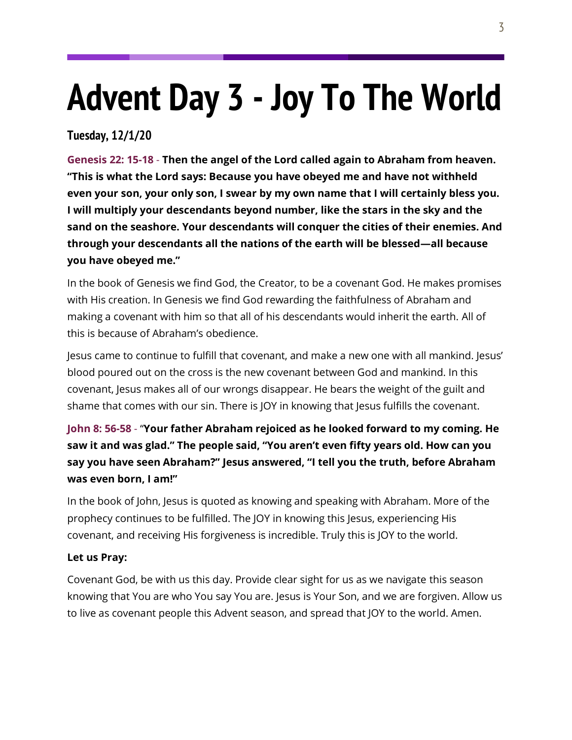# Advent Day 3 - Joy To The World

**Tuesday, 12/1/20**

**Genesis 22: 15-18** - **Then the angel of the Lord called again to Abraham from heaven. "This is what the Lord says: Because you have obeyed me and have not withheld even your son, your only son, I swear by my own name that I will certainly bless you. I will multiply your descendants beyond number, like the stars in the sky and the sand on the seashore. Your descendants will conquer the cities of their enemies. And through your descendants all the nations of the earth will be blessed—all because you have obeyed me."**

In the book of Genesis we find God, the Creator, to be a covenant God. He makes promises with His creation. In Genesis we find God rewarding the faithfulness of Abraham and making a covenant with him so that all of his descendants would inherit the earth. All of this is because of Abraham's obedience.

Jesus came to continue to fulfill that covenant, and make a new one with all mankind. Jesus' blood poured out on the cross is the new covenant between God and mankind. In this covenant, Jesus makes all of our wrongs disappear. He bears the weight of the guilt and shame that comes with our sin. There is JOY in knowing that Jesus fulfills the covenant.

**John 8: 56-58** - "**Your father Abraham rejoiced as he looked forward to my coming. He saw it and was glad." The people said, "You aren't even fifty years old. How can you say you have seen Abraham?" Jesus answered, "I tell you the truth, before Abraham was even born, I am!"**

In the book of John, Jesus is quoted as knowing and speaking with Abraham. More of the prophecy continues to be fulfilled. The JOY in knowing this Jesus, experiencing His covenant, and receiving His forgiveness is incredible. Truly this is JOY to the world.

**Let us Pray:**

Covenant God, be with us this day. Provide clear sight for us as we navigate this season knowing that You are who You say You are. Jesus is Your Son, and we are forgiven. Allow us to live as covenant people this Advent season, and spread that JOY to the world. Amen.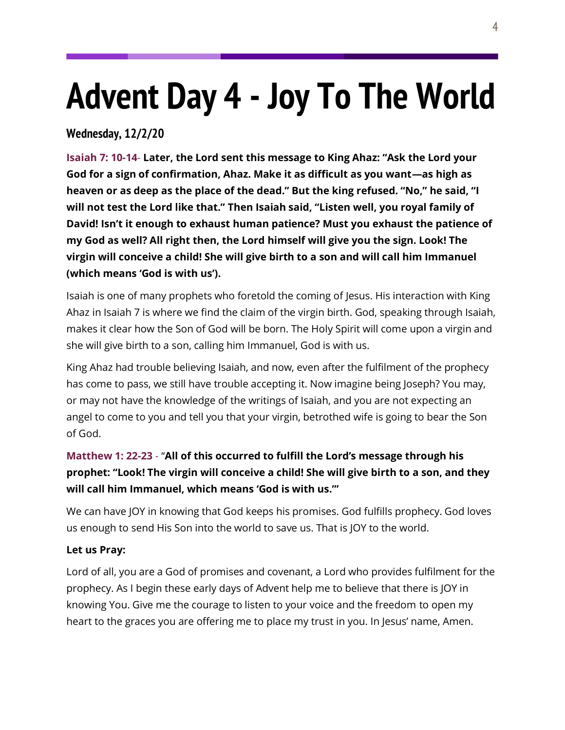# Advent Day 4 - Joy To The World

**Wednesday, 12/2/20**

**Isaiah 7: 10-14- Later, the Lord sent this message to King Ahaz: "Ask the Lord your God for a sign of confirmation, Ahaz. Make it as difficult as you want—as high as heaven or as deep as the place of the dead." But the king refused. "No," he said, "I will not test the Lord like that." Then Isaiah said, "Listen well, you royal family of David! Isn't it enough to exhaust human patience? Must you exhaust the patience of my God as well? All right then, the Lord himself will give you the sign. Look! The virgin will conceive a child! She will give birth to a son and will call him Immanuel (which means 'God is with us').**

Isaiah is one of many prophets who foretold the coming of Jesus. His interaction with King Ahaz in Isaiah 7 is where we find the claim of the virgin birth. God, speaking through Isaiah, makes it clear how the Son of God will be born. The Holy Spirit will come upon a virgin and she will give birth to a son, calling him Immanuel, God is with us.

King Ahaz had trouble believing Isaiah, and now, even after the fulfilment of the prophecy has come to pass, we still have trouble accepting it. Now imagine being Joseph? You may, or may not have the knowledge of the writings of Isaiah, and you are not expecting an angel to come to you and tell you that your virgin, betrothed wife is going to bear the Son of God.

**Matthew 1: 22-23 - "All of this occurred to fulfill the Lord's message through his prophet: "Look! The virgin will conceive a child! She will give birth to a son, and they will call him Immanuel, which means 'God is with us.'"**

We can have JOY in knowing that God keeps his promises. God fulfills prophecy. God loves us enough to send His Son into the world to save us. That is JOY to the world.

**Let us Pray:**

Lord of all, you are a God of promises and covenant, a Lord who provides fulfilment for the prophecy. As I begin these early days of Advent help me to believe that there is JOY in knowing You. Give me the courage to listen to your voice and the freedom to open my heart to the graces you are offering me to place my trust in you. In Jesus' name, Amen.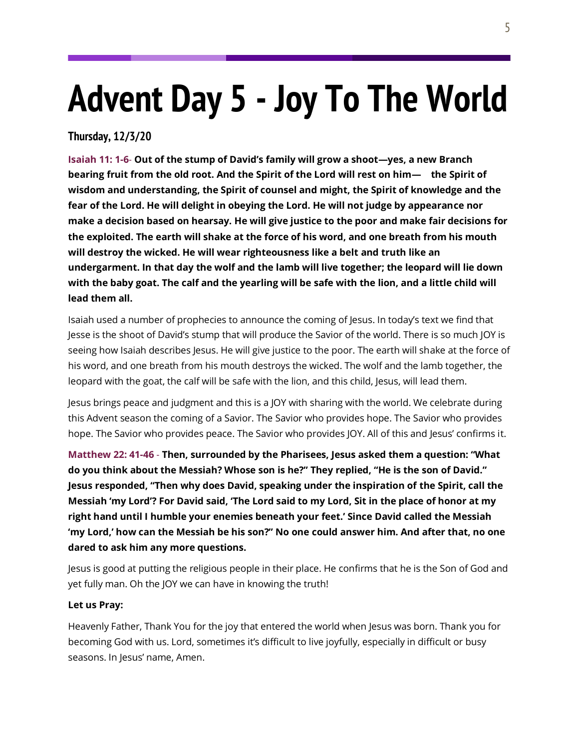# Advent Day 5 - Joy To The World

**Thursday, 12/3/20**

**Isaiah 11: 1-6- Out of the stump of David's family will grow a shoot—yes, a new Branch bearing fruit from the old root. And the Spirit of the Lord will rest on him— the Spirit of wisdom and understanding, the Spirit of counsel and might, the Spirit of knowledge and the fear of the Lord. He will delight in obeying the Lord. He will not judge by appearance nor make a decision based on hearsay. He will give justice to the poor and make fair decisions for the exploited. The earth will shake at the force of his word, and one breath from his mouth will destroy the wicked. He will wear righteousness like a belt and truth like an undergarment. In that day the wolf and the lamb will live together; the leopard will lie down with the baby goat. The calf and the yearling will be safe with the lion, and a little child will lead them all.**

Isaiah used a number of prophecies to announce the coming of Jesus. In today's text we find that Jesse is the shoot of David's stump that will produce the Savior of the world. There is so much JOY is seeing how Isaiah describes Jesus. He will give justice to the poor. The earth will shake at the force of his word, and one breath from his mouth destroys the wicked. The wolf and the lamb together, the leopard with the goat, the calf will be safe with the lion, and this child, Jesus, will lead them.

Jesus brings peace and judgment and this is a JOY with sharing with the world. We celebrate during this Advent season the coming of a Savior. The Savior who provides hope. The Savior who provides hope. The Savior who provides peace. The Savior who provides JOY. All of this and Jesus' confirms it.

**Matthew 22: 41-46 - Then, surrounded by the Pharisees, Jesus asked them a question: "What do you think about the Messiah? Whose son is he?" They replied, "He is the son of David." Jesus responded, "Then why does David, speaking under the inspiration of the Spirit, call the Messiah 'my Lord'? For David said, 'The Lord said to my Lord, Sit in the place of honor at my right hand until I humble your enemies beneath your feet.' Since David called the Messiah 'my Lord,' how can the Messiah be his son?" No one could answer him. And after that, no one dared to ask him any more questions.**

Jesus is good at putting the religious people in their place. He confirms that he is the Son of God and yet fully man. Oh the JOY we can have in knowing the truth!

**Let us Pray:**

Heavenly Father, Thank You for the joy that entered the world when Jesus was born. Thank you for becoming God with us. Lord, sometimes it's difficult to live joyfully, especially in difficult or busy seasons. In Jesus' name, Amen.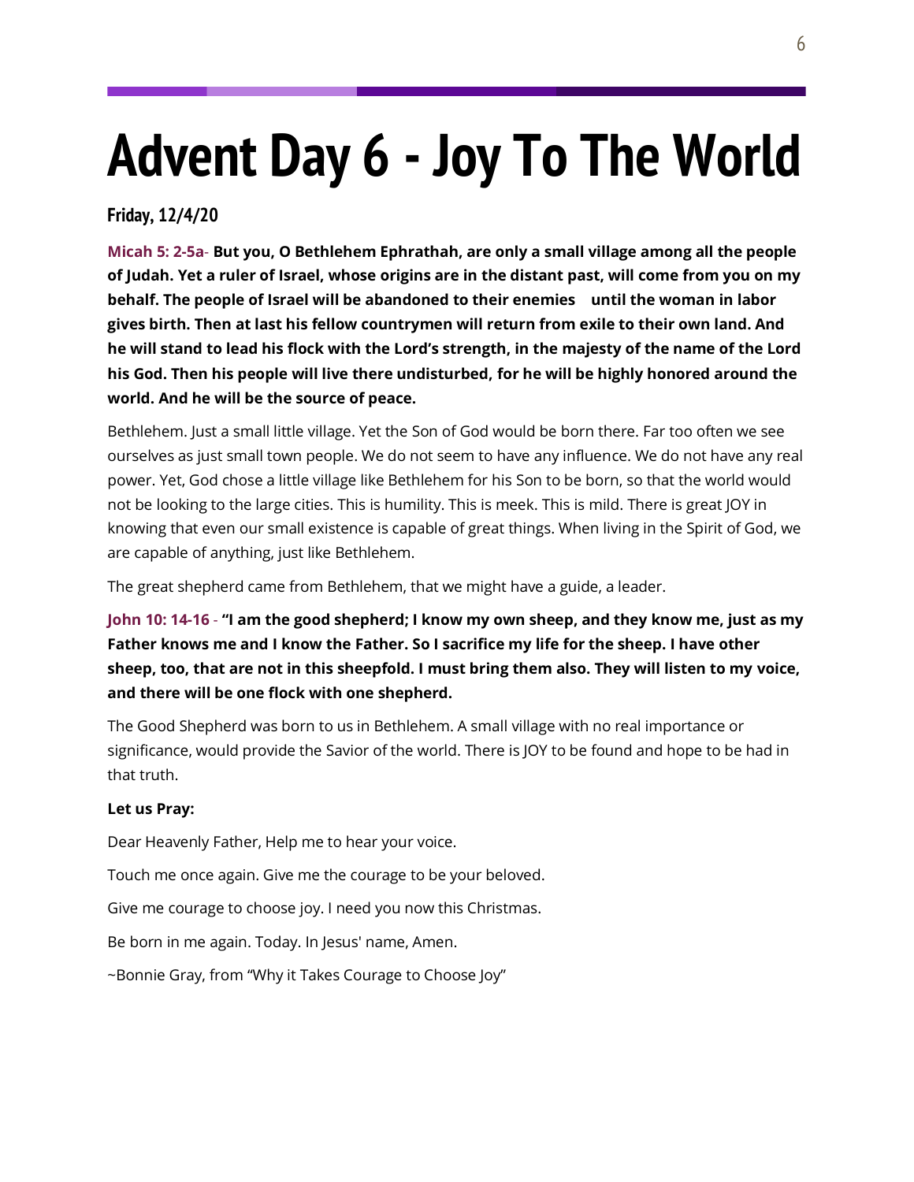# Advent Day 6 - Joy To The World

**Friday, 12/4/20**

**Micah 5: 2-5a- But you, O Bethlehem Ephrathah, are only a small village among all the people of Judah. Yet a ruler of Israel, whose origins are in the distant past, will come from you on my behalf. The people of Israel will be abandoned to their enemies until the woman in labor gives birth. Then at last his fellow countrymen will return from exile to their own land. And he will stand to lead his flock with the Lord's strength, in the majesty of the name of the Lord his God. Then his people will live there undisturbed, for he will be highly honored around the world. And he will be the source of peace.**

Bethlehem. Just a small little village. Yet the Son of God would be born there. Far too often we see ourselves as just small town people. We do not seem to have any influence. We do not have any real power. Yet, God chose a little village like Bethlehem for his Son to be born, so that the world would not be looking to the large cities. This is humility. This is meek. This is mild. There is great JOY in knowing that even our small existence is capable of great things. When living in the Spirit of God, we are capable of anything, just like Bethlehem.

The great shepherd came from Bethlehem, that we might have a guide, a leader.

**John 10: 14-16 - "I am the good shepherd; I know my own sheep, and they know me, just as my Father knows me and I know the Father. So I sacrifice my life for the sheep. I have other sheep, too, that are not in this sheepfold. I must bring them also. They will listen to my voice, and there will be one flock with one shepherd.**

The Good Shepherd was born to us in Bethlehem. A small village with no real importance or significance, would provide the Savior of the world. There is JOY to be found and hope to be had in that truth.

**Let us Pray:**

Dear Heavenly Father, Help me to hear your voice.

Touch me once again. Give me the courage to be your beloved.

Give me courage to choose joy. I need you now this Christmas.

Be born in me again. Today. In Jesus' name, Amen.

~Bonnie Gray, from "Why it Takes Courage to Choose Joy"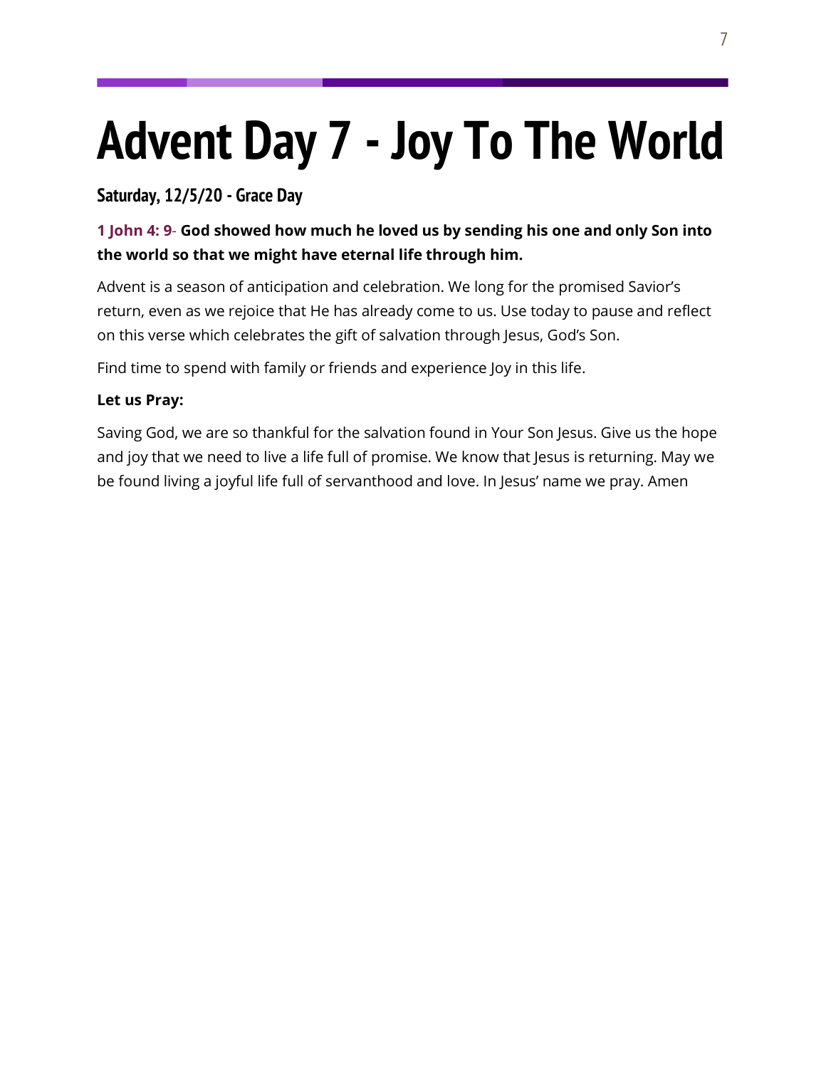# Advent Day 7 - Joy To The World

### Saturday, 12/5/20 - Grace Day

**1 John 4: 9- God showed how much he loved us by sending his one and only Son into the world so that we might have eternal life through him.**

Advent is a season of anticipation and celebration. We long for the promised Savior's return, even as we rejoice that He has already come to us. Use today to pause and reflect on this verse which celebrates the gift of salvation through Jesus, God's Son.

Find time to spend with family or friends and experience Joy in this life.

**Let us Pray:**

Saving God, we are so thankful for the salvation found in Your Son Jesus. Give us the hope and joy that we need to live a life full of promise. We know that Jesus is returning. May we be found living a joyful life full of servanthood and love. In Jesus' name we pray. Amen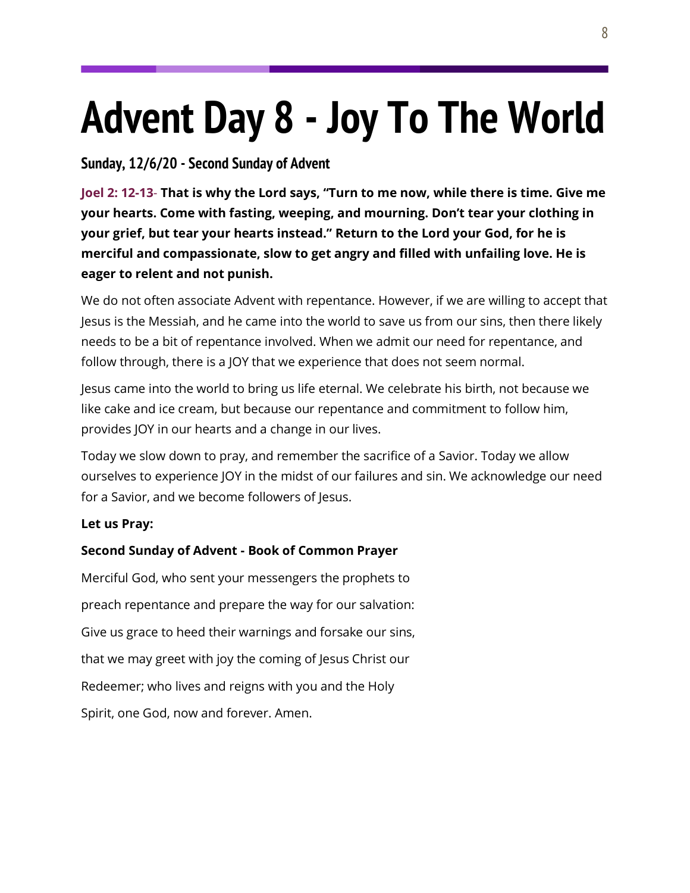# Advent Day 8 - Joy To The World

### Sunday, 12/6/20 - Second Sunday of Advent

**Joel 2: 12-13- That is why the Lord says, "Turn to me now, while there is time. Give me your hearts. Come with fasting, weeping, and mourning. Don't tear your clothing in your grief, but tear your hearts instead." Return to the Lord your God, for he is merciful and compassionate, slow to get angry and filled with unfailing love. He is eager to relent and not punish.**

We do not often associate Advent with repentance. However, if we are willing to accept that Jesus is the Messiah, and he came into the world to save us from our sins, then there likely needs to be a bit of repentance involved. When we admit our need for repentance, and follow through, there is a JOY that we experience that does not seem normal.

Jesus came into the world to bring us life eternal. We celebrate his birth, not because we like cake and ice cream, but because our repentance and commitment to follow him, provides JOY in our hearts and a change in our lives.

Today we slow down to pray, and remember the sacrifice of a Savior. Today we allow ourselves to experience JOY in the midst of our failures and sin. We acknowledge our need for a Savior, and we become followers of Jesus.

**Let us Pray:**

**Second Sunday of Advent - Book of Common Prayer**

Merciful God, who sent your messengers the prophets to

preach repentance and prepare the way for our salvation:

Give us grace to heed their warnings and forsake our sins,

that we may greet with joy the coming of Jesus Christ our

Redeemer; who lives and reigns with you and the Holy

Spirit, one God, now and forever. Amen.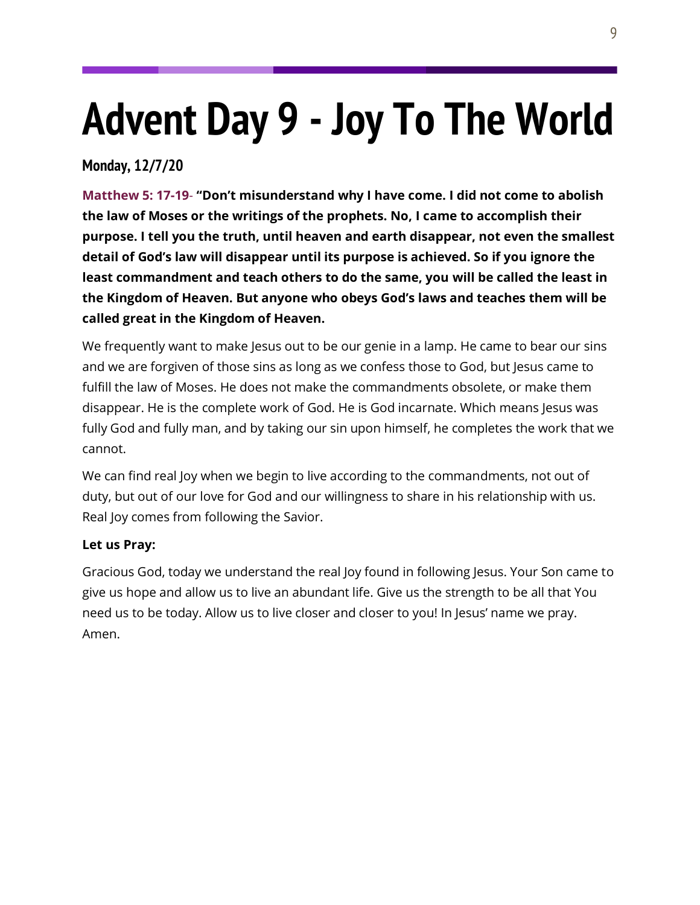# Advent Day 9 - Joy To The World

**Monday, 12/7/20**

**Matthew 5: 17-19- "Don't misunderstand why I have come. I did not come to abolish the law of Moses or the writings of the prophets. No, I came to accomplish their purpose. I tell you the truth, until heaven and earth disappear, not even the smallest detail of God's law will disappear until its purpose is achieved. So if you ignore the least commandment and teach others to do the same, you will be called the least in the Kingdom of Heaven. But anyone who obeys God's laws and teaches them will be called great in the Kingdom of Heaven.**

We frequently want to make Jesus out to be our genie in a lamp. He came to bear our sins and we are forgiven of those sins as long as we confess those to God, but Jesus came to fulfill the law of Moses. He does not make the commandments obsolete, or make them disappear. He is the complete work of God. He is God incarnate. Which means Jesus was fully God and fully man, and by taking our sin upon himself, he completes the work that we cannot.

We can find real Joy when we begin to live according to the commandments, not out of duty, but out of our love for God and our willingness to share in his relationship with us. Real Joy comes from following the Savior.

**Let us Pray:**

Gracious God, today we understand the real Joy found in following Jesus. Your Son came to give us hope and allow us to live an abundant life. Give us the strength to be all that You need us to be today. Allow us to live closer and closer to you! In Jesus' name we pray. Amen.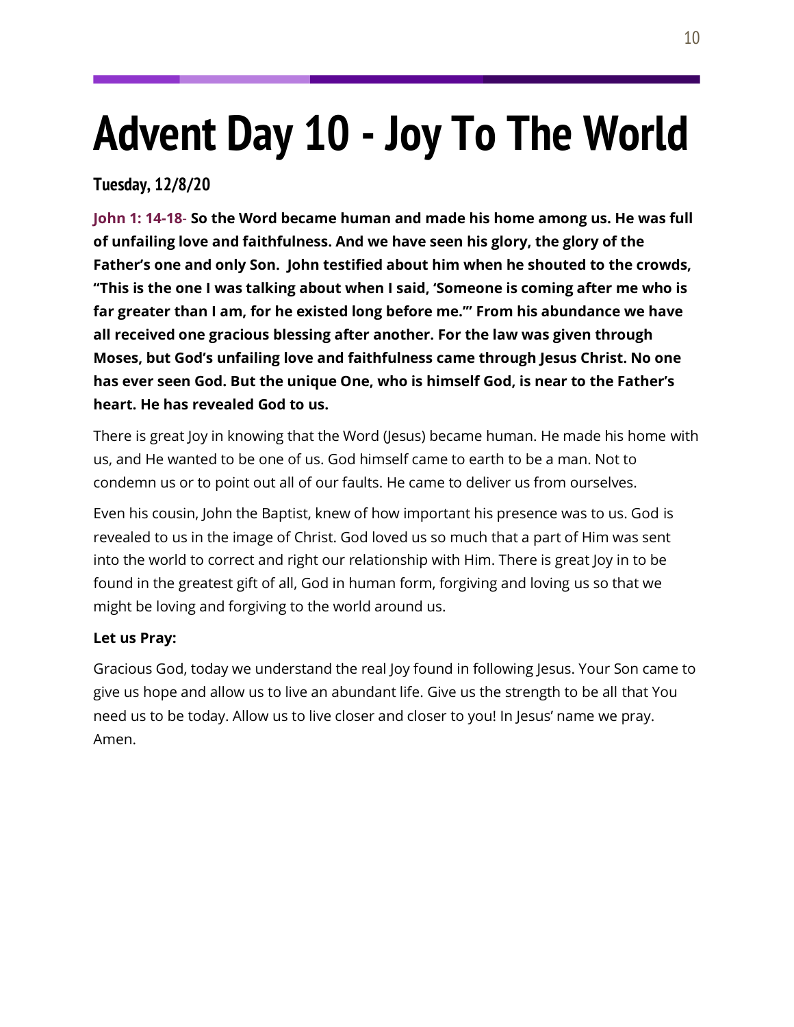# Advent Day 10 - Joy To The World

**Tuesday, 12/8/20**

**John 1: 14-18- So the Word became human and made his home among us. He was full of unfailing love and faithfulness. And we have seen his glory, the glory of the Father's one and only Son. John testified about him when he shouted to the crowds, "This is the one I was talking about when I said, 'Someone is coming after me who is far greater than I am, for he existed long before me.'" From his abundance we have all received one gracious blessing after another. For the law was given through Moses, but God's unfailing love and faithfulness came through Jesus Christ. No one has ever seen God. But the unique One, who is himself God, is near to the Father's heart. He has revealed God to us.**

There is great Joy in knowing that the Word (Jesus) became human. He made his home with us, and He wanted to be one of us. God himself came to earth to be a man. Not to condemn us or to point out all of our faults. He came to deliver us from ourselves.

Even his cousin, John the Baptist, knew of how important his presence was to us. God is revealed to us in the image of Christ. God loved us so much that a part of Him was sent into the world to correct and right our relationship with Him. There is great Joy in to be found in the greatest gift of all, God in human form, forgiving and loving us so that we might be loving and forgiving to the world around us.

**Let us Pray:**

Gracious God, today we understand the real Joy found in following Jesus. Your Son came to give us hope and allow us to live an abundant life. Give us the strength to be all that You need us to be today. Allow us to live closer and closer to you! In Jesus' name we pray. Amen.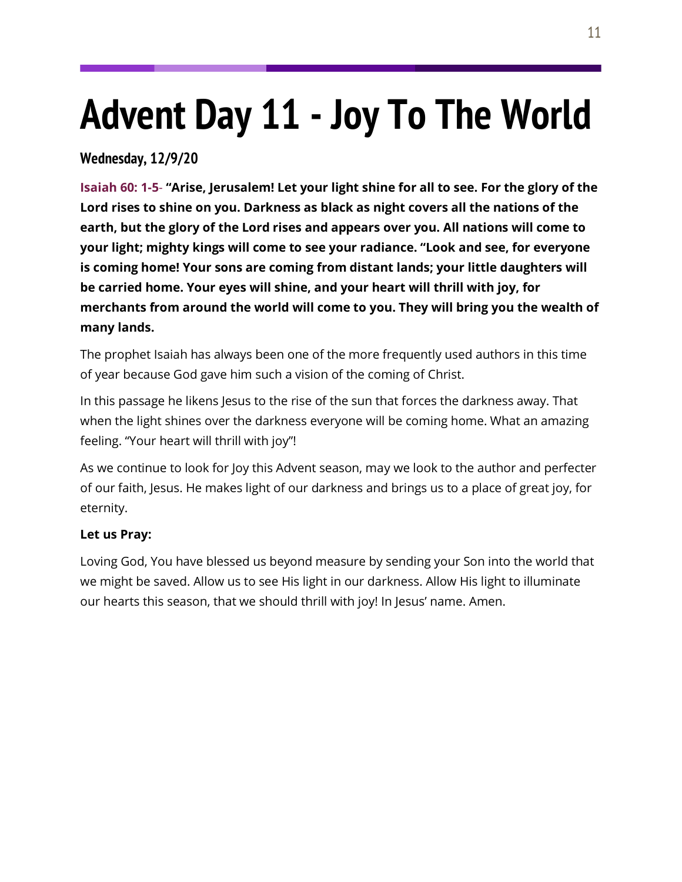# Advent Day 11 - Joy To The World

**Wednesday, 12/9/20**

**Isaiah 60: 1-5- "Arise, Jerusalem! Let your light shine for all to see. For the glory of the Lord rises to shine on you. Darkness as black as night covers all the nations of the earth, but the glory of the Lord rises and appears over you. All nations will come to your light; mighty kings will come to see your radiance. "Look and see, for everyone is coming home! Your sons are coming from distant lands; your little daughters will be carried home. Your eyes will shine, and your heart will thrill with joy, for merchants from around the world will come to you. They will bring you the wealth of many lands.**

The prophet Isaiah has always been one of the more frequently used authors in this time of year because God gave him such a vision of the coming of Christ.

In this passage he likens Jesus to the rise of the sun that forces the darkness away. That when the light shines over the darkness everyone will be coming home. What an amazing feeling. "Your heart will thrill with joy"!

As we continue to look for Joy this Advent season, may we look to the author and perfecter of our faith, Jesus. He makes light of our darkness and brings us to a place of great joy, for eternity.

**Let us Pray:**

Loving God, You have blessed us beyond measure by sending your Son into the world that we might be saved. Allow us to see His light in our darkness. Allow His light to illuminate our hearts this season, that we should thrill with joy! In Jesus' name. Amen.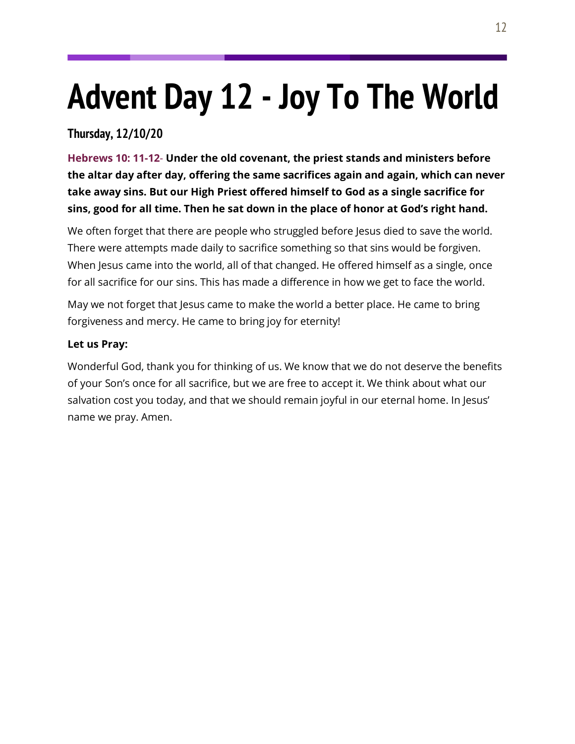# Advent Day 12 - Joy To The World

### Thursday, 12/10/20

**Hebrews 10: 11-12**- **Under the old covenant, the priest stands and ministers before the altar day after day, offering the same sacrifices again and again, which can never take away sins. But our High Priest offered himself to God as a single sacrifice for sins, good for all time. Then he sat down in the place of honor at God's right hand.**

We often forget that there are people who struggled before Jesus died to save the world. There were attempts made daily to sacrifice something so that sins would be forgiven. When Jesus came into the world, all of that changed. He offered himself as a single, once for all sacrifice for our sins. This has made a difference in how we get to face the world.

May we not forget that Jesus came to make the world a better place. He came to bring forgiveness and mercy. He came to bring joy for eternity!

**Let us Pray:**

Wonderful God, thank you for thinking of us. We know that we do not deserve the benefits of your Son's once for all sacrifice, but we are free to accept it. We think about what our salvation cost you today, and that we should remain joyful in our eternal home. In Jesus' name we pray. Amen.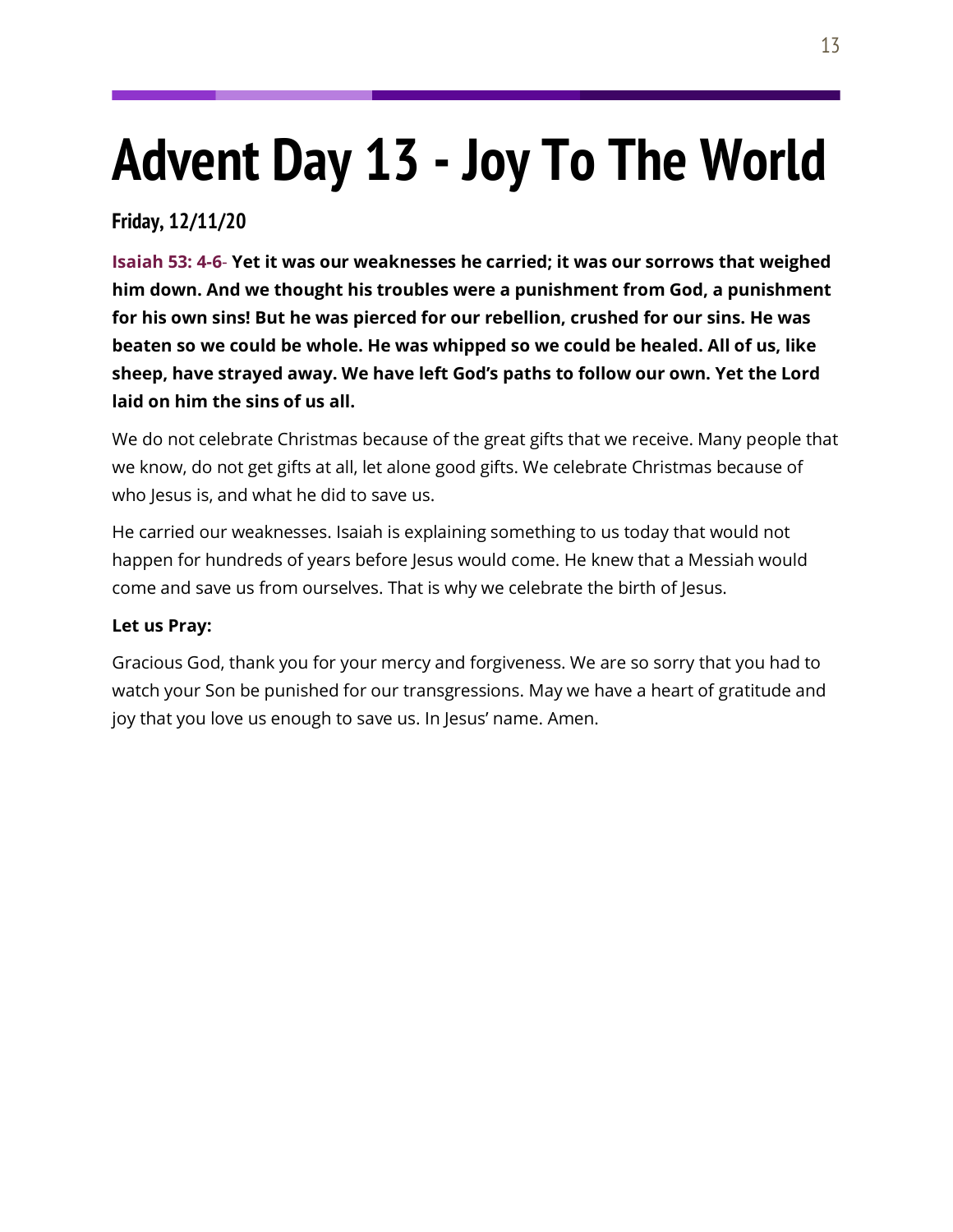# Advent Day 13 - Joy To The World

**Friday, 12/11/20**

**Isaiah 53: 4-6- Yet it was our weaknesses he carried; it was our sorrows that weighed him down. And we thought his troubles were a punishment from God, a punishment for his own sins! But he was pierced for our rebellion, crushed for our sins. He was beaten so we could be whole. He was whipped so we could be healed. All of us, like sheep, have strayed away. We have left God's paths to follow our own. Yet the Lord laid on him the sins of us all.**

We do not celebrate Christmas because of the great gifts that we receive. Many people that we know, do not get gifts at all, let alone good gifts. We celebrate Christmas because of who Jesus is, and what he did to save us.

He carried our weaknesses. Isaiah is explaining something to us today that would not happen for hundreds of years before Jesus would come. He knew that a Messiah would come and save us from ourselves. That is why we celebrate the birth of Jesus.

**Let us Pray:**

Gracious God, thank you for your mercy and forgiveness. We are so sorry that you had to watch your Son be punished for our transgressions. May we have a heart of gratitude and joy that you love us enough to save us. In Jesus' name. Amen.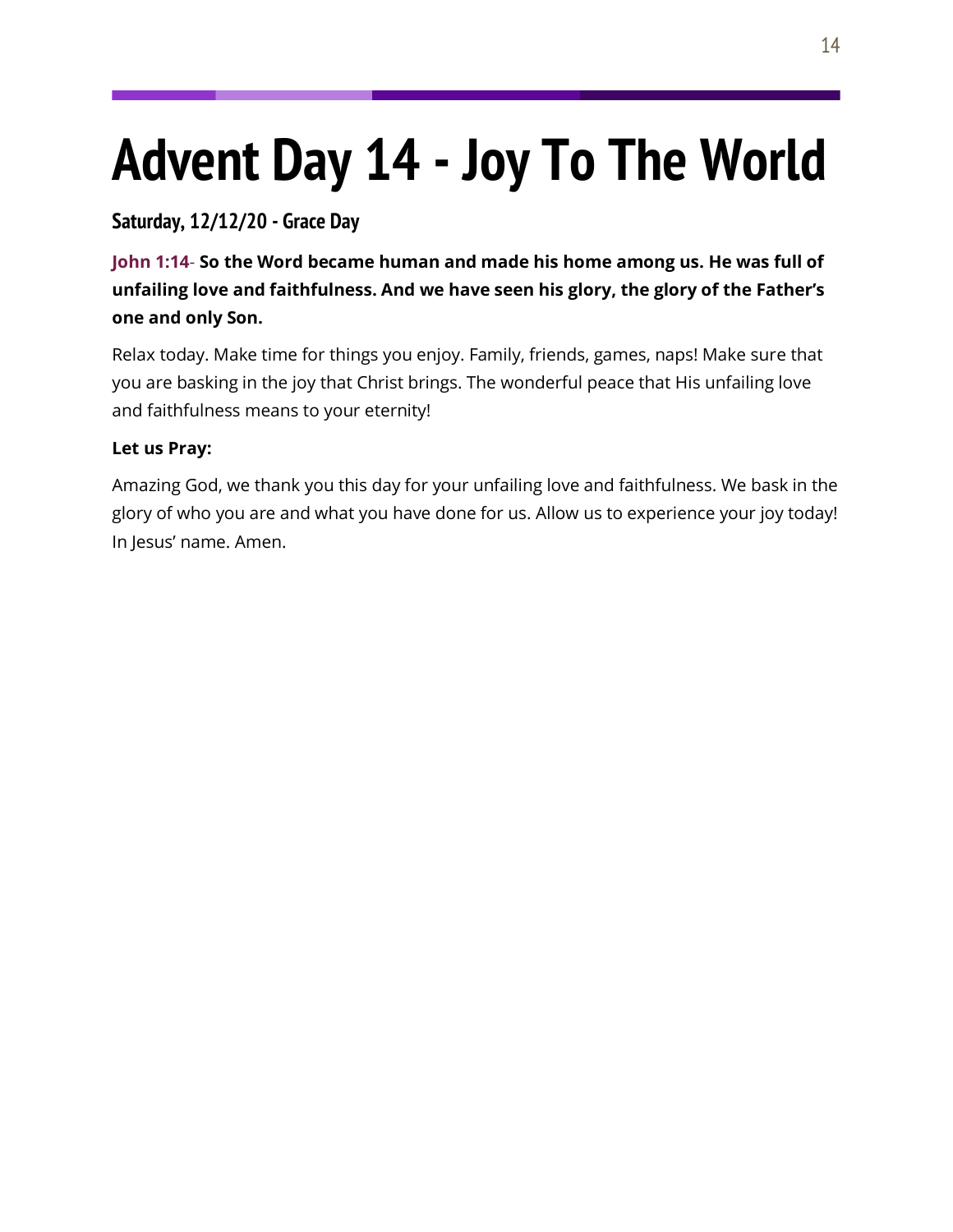# Advent Day 14 - Joy To The World

### Saturday, 12/12/20 - Grace Day

**John 1:14- So the Word became human and made his home among us. He was full of unfailing love and faithfulness. And we have seen his glory, the glory of the Father's one and only Son.**

Relax today. Make time for things you enjoy. Family, friends, games, naps! Make sure that you are basking in the joy that Christ brings. The wonderful peace that His unfailing love and faithfulness means to your eternity!

**Let us Pray:**

Amazing God, we thank you this day for your unfailing love and faithfulness. We bask in the glory of who you are and what you have done for us. Allow us to experience your joy today! In Jesus' name. Amen.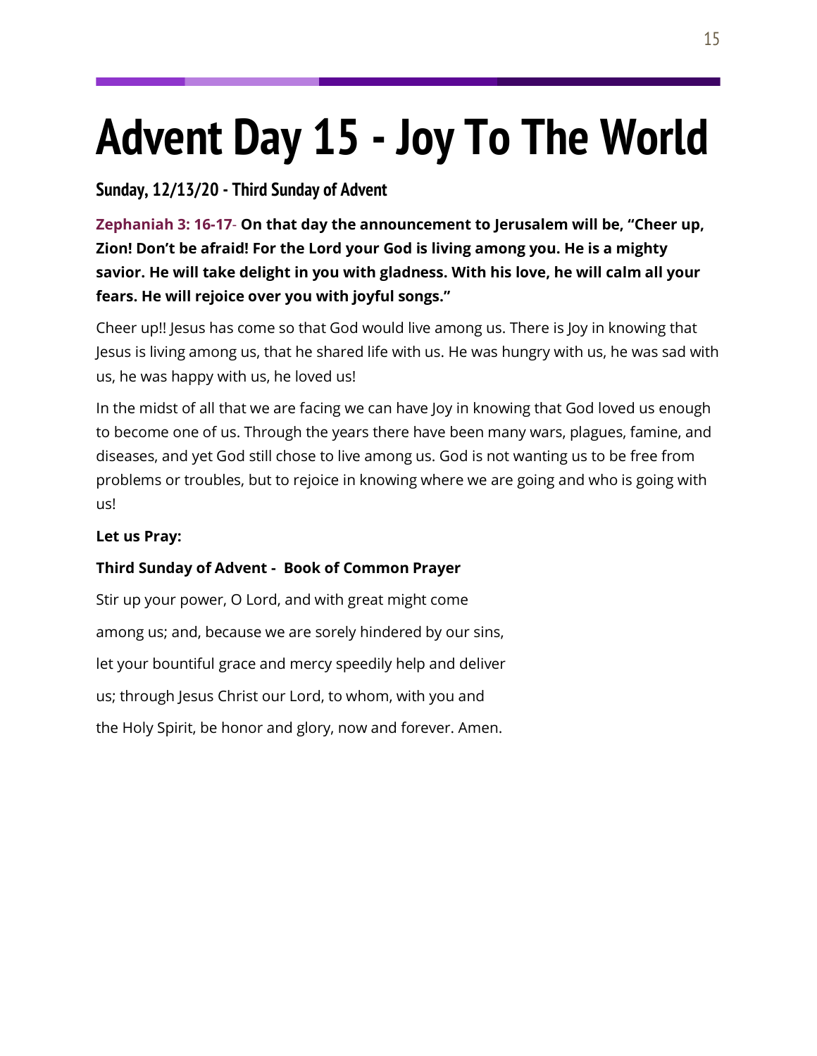# Advent Day 15 - Joy To The World

### Sunday, 12/13/20 - Third Sunday of Advent

**Zephaniah 3: 16-17- On that day the announcement to Jerusalem will be, "Cheer up, Zion! Don't be afraid! For the Lord your God is living among you. He is a mighty savior. He will take delight in you with gladness. With his love, he will calm all your fears. He will rejoice over you with joyful songs."**

Cheer up!! Jesus has come so that God would live among us. There is Joy in knowing that Jesus is living among us, that he shared life with us. He was hungry with us, he was sad with us, he was happy with us, he loved us!

In the midst of all that we are facing we can have Joy in knowing that God loved us enough to become one of us. Through the years there have been many wars, plagues, famine, and diseases, and yet God still chose to live among us. God is not wanting us to be free from problems or troubles, but to rejoice in knowing where we are going and who is going with us!

**Let us Pray:**

**Third Sunday of Advent - Book of Common Prayer**

Stir up your power, O Lord, and with great might come
among us; and, because we are sorely hindered by our sins,
let your bountiful grace and mercy speedily help and deliver
us; through Jesus Christ our Lord, to whom, with you and
the Holy Spirit, be honor and glory, now and forever. Amen.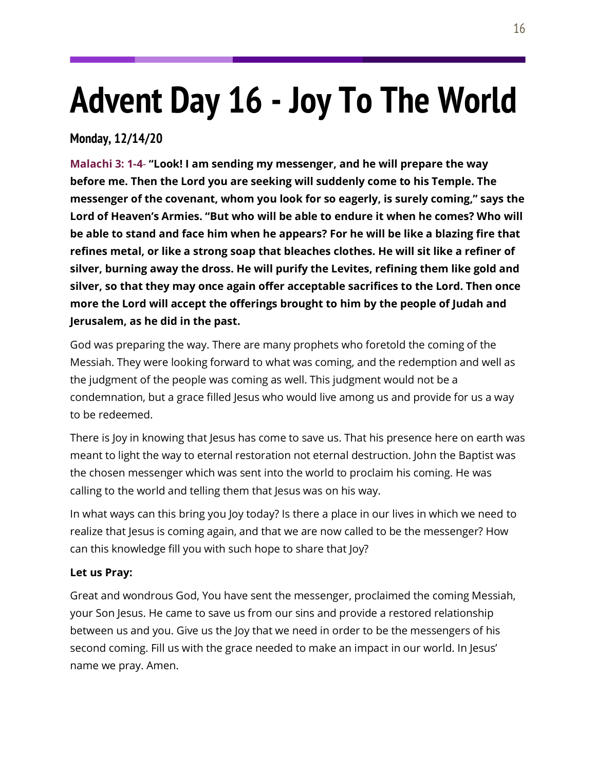# Advent Day 16 - Joy To The World

### Monday, 12/14/20

**Malachi 3: 1-4- "Look! I am sending my messenger, and he will prepare the way before me. Then the Lord you are seeking will suddenly come to his Temple. The messenger of the covenant, whom you look for so eagerly, is surely coming," says the Lord of Heaven's Armies. "But who will be able to endure it when he comes? Who will be able to stand and face him when he appears? For he will be like a blazing fire that refines metal, or like a strong soap that bleaches clothes. He will sit like a refiner of silver, burning away the dross. He will purify the Levites, refining them like gold and silver, so that they may once again offer acceptable sacrifices to the Lord. Then once more the Lord will accept the offerings brought to him by the people of Judah and Jerusalem, as he did in the past.**

God was preparing the way. There are many prophets who foretold the coming of the Messiah. They were looking forward to what was coming, and the redemption and well as the judgment of the people was coming as well. This judgment would not be a condemnation, but a grace filled Jesus who would live among us and provide for us a way to be redeemed.

There is Joy in knowing that Jesus has come to save us. That his presence here on earth was meant to light the way to eternal restoration not eternal destruction. John the Baptist was the chosen messenger which was sent into the world to proclaim his coming. He was calling to the world and telling them that Jesus was on his way.

In what ways can this bring you Joy today? Is there a place in our lives in which we need to realize that Jesus is coming again, and that we are now called to be the messenger? How can this knowledge fill you with such hope to share that Joy?

**Let us Pray:**

Great and wondrous God, You have sent the messenger, proclaimed the coming Messiah, your Son Jesus. He came to save us from our sins and provide a restored relationship between us and you. Give us the Joy that we need in order to be the messengers of his second coming. Fill us with the grace needed to make an impact in our world. In Jesus' name we pray. Amen.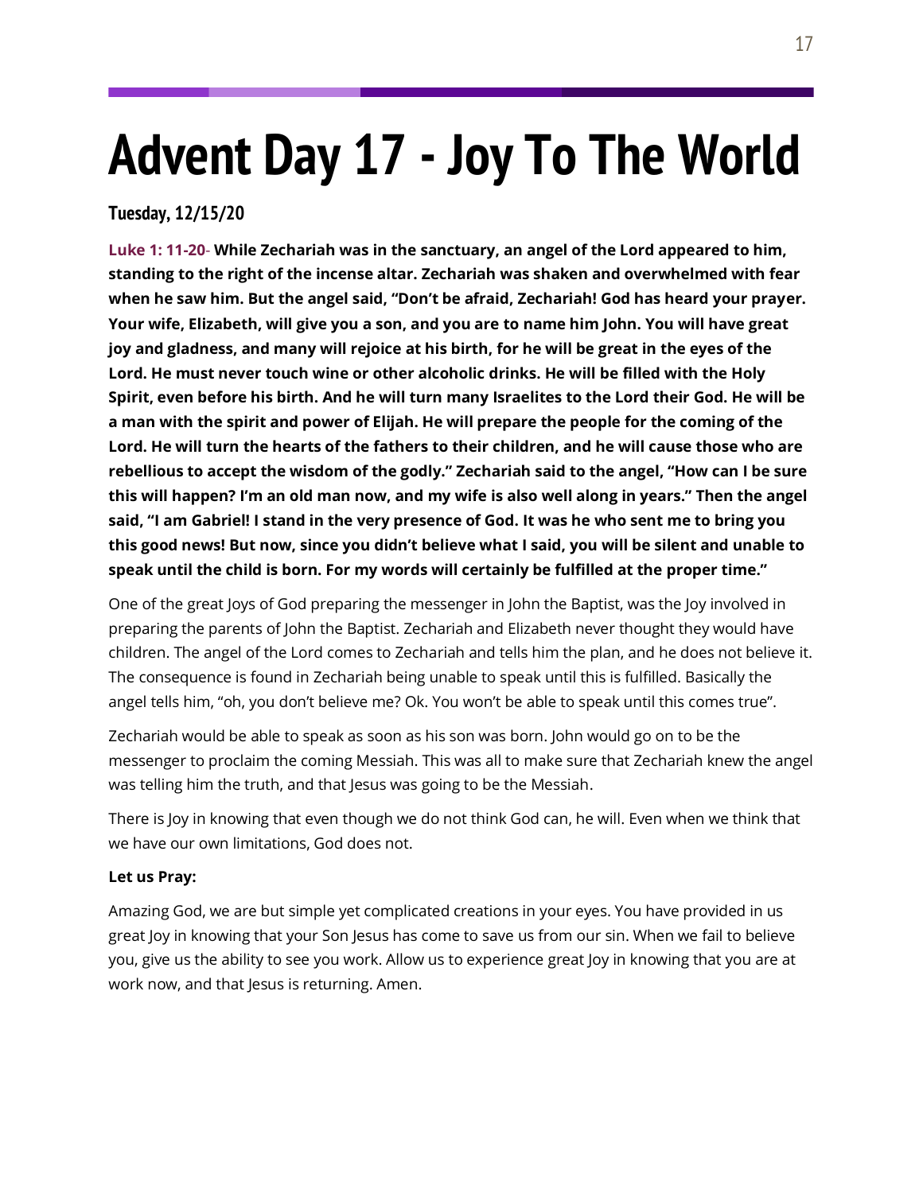# Advent Day 17 - Joy To The World

**Tuesday, 12/15/20**

**Luke 1: 11-20- While Zechariah was in the sanctuary, an angel of the Lord appeared to him, standing to the right of the incense altar. Zechariah was shaken and overwhelmed with fear when he saw him. But the angel said, "Don't be afraid, Zechariah! God has heard your prayer. Your wife, Elizabeth, will give you a son, and you are to name him John. You will have great joy and gladness, and many will rejoice at his birth, for he will be great in the eyes of the Lord. He must never touch wine or other alcoholic drinks. He will be filled with the Holy Spirit, even before his birth. And he will turn many Israelites to the Lord their God. He will be a man with the spirit and power of Elijah. He will prepare the people for the coming of the Lord. He will turn the hearts of the fathers to their children, and he will cause those who are rebellious to accept the wisdom of the godly." Zechariah said to the angel, "How can I be sure this will happen? I'm an old man now, and my wife is also well along in years." Then the angel said, "I am Gabriel! I stand in the very presence of God. It was he who sent me to bring you this good news! But now, since you didn't believe what I said, you will be silent and unable to speak until the child is born. For my words will certainly be fulfilled at the proper time."**

One of the great Joys of God preparing the messenger in John the Baptist, was the Joy involved in preparing the parents of John the Baptist. Zechariah and Elizabeth never thought they would have children. The angel of the Lord comes to Zechariah and tells him the plan, and he does not believe it. The consequence is found in Zechariah being unable to speak until this is fulfilled. Basically the angel tells him, "oh, you don't believe me? Ok. You won't be able to speak until this comes true".

Zechariah would be able to speak as soon as his son was born. John would go on to be the messenger to proclaim the coming Messiah. This was all to make sure that Zechariah knew the angel was telling him the truth, and that Jesus was going to be the Messiah.

There is Joy in knowing that even though we do not think God can, he will. Even when we think that we have our own limitations, God does not.

**Let us Pray:**

Amazing God, we are but simple yet complicated creations in your eyes. You have provided in us great Joy in knowing that your Son Jesus has come to save us from our sin. When we fail to believe you, give us the ability to see you work. Allow us to experience great Joy in knowing that you are at work now, and that Jesus is returning. Amen.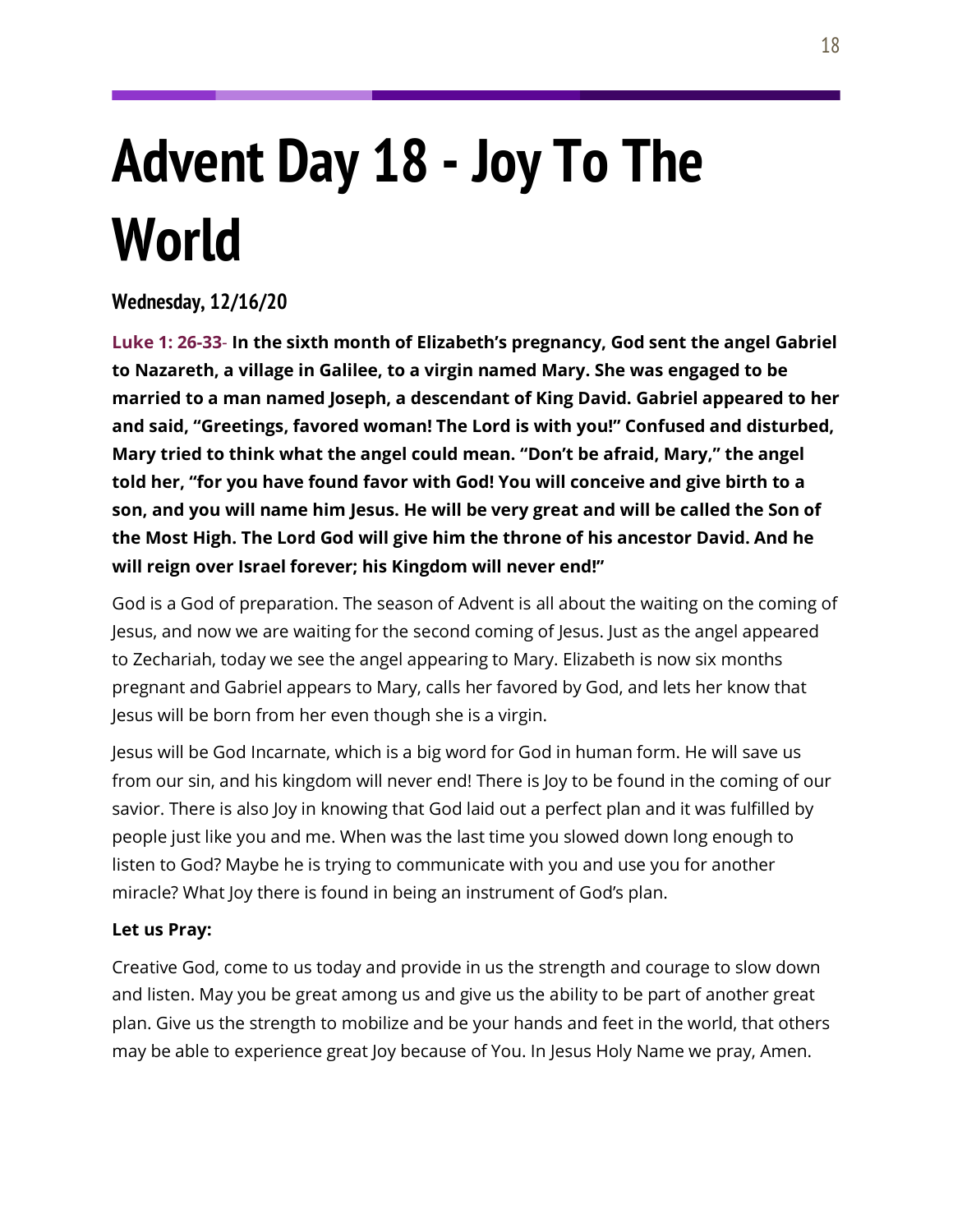# Advent Day 18 - Joy To The World

### Wednesday, 12/16/20

**Luke 1: 26-33- In the sixth month of Elizabeth's pregnancy, God sent the angel Gabriel to Nazareth, a village in Galilee, to a virgin named Mary. She was engaged to be married to a man named Joseph, a descendant of King David. Gabriel appeared to her and said, "Greetings, favored woman! The Lord is with you!" Confused and disturbed, Mary tried to think what the angel could mean. "Don't be afraid, Mary," the angel told her, "for you have found favor with God! You will conceive and give birth to a son, and you will name him Jesus. He will be very great and will be called the Son of the Most High. The Lord God will give him the throne of his ancestor David. And he will reign over Israel forever; his Kingdom will never end!"**

God is a God of preparation. The season of Advent is all about the waiting on the coming of Jesus, and now we are waiting for the second coming of Jesus. Just as the angel appeared to Zechariah, today we see the angel appearing to Mary. Elizabeth is now six months pregnant and Gabriel appears to Mary, calls her favored by God, and lets her know that Jesus will be born from her even though she is a virgin.

Jesus will be God Incarnate, which is a big word for God in human form. He will save us from our sin, and his kingdom will never end! There is Joy to be found in the coming of our savior. There is also Joy in knowing that God laid out a perfect plan and it was fulfilled by people just like you and me. When was the last time you slowed down long enough to listen to God? Maybe he is trying to communicate with you and use you for another miracle? What Joy there is found in being an instrument of God's plan.

**Let us Pray:**

Creative God, come to us today and provide in us the strength and courage to slow down and listen. May you be great among us and give us the ability to be part of another great plan. Give us the strength to mobilize and be your hands and feet in the world, that others may be able to experience great Joy because of You. In Jesus Holy Name we pray, Amen.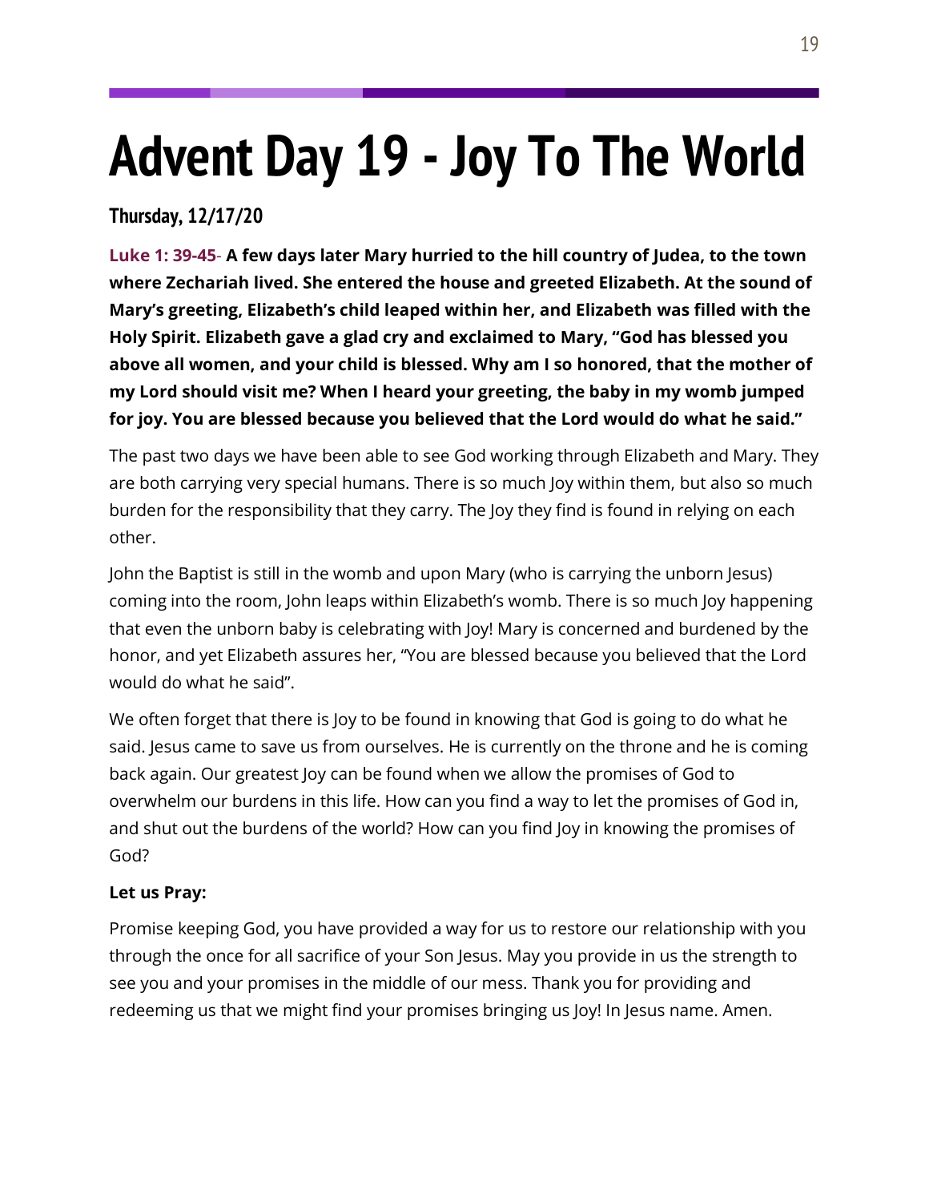# Advent Day 19 - Joy To The World

### Thursday, 12/17/20

**Luke 1: 39-45- A few days later Mary hurried to the hill country of Judea, to the town where Zechariah lived. She entered the house and greeted Elizabeth. At the sound of Mary's greeting, Elizabeth's child leaped within her, and Elizabeth was filled with the Holy Spirit. Elizabeth gave a glad cry and exclaimed to Mary, "God has blessed you above all women, and your child is blessed. Why am I so honored, that the mother of my Lord should visit me? When I heard your greeting, the baby in my womb jumped for joy. You are blessed because you believed that the Lord would do what he said."**

The past two days we have been able to see God working through Elizabeth and Mary. They are both carrying very special humans. There is so much Joy within them, but also so much burden for the responsibility that they carry. The Joy they find is found in relying on each other.

John the Baptist is still in the womb and upon Mary (who is carrying the unborn Jesus) coming into the room, John leaps within Elizabeth's womb. There is so much Joy happening that even the unborn baby is celebrating with Joy! Mary is concerned and burdened by the honor, and yet Elizabeth assures her, "You are blessed because you believed that the Lord would do what he said".

We often forget that there is Joy to be found in knowing that God is going to do what he said. Jesus came to save us from ourselves. He is currently on the throne and he is coming back again. Our greatest Joy can be found when we allow the promises of God to overwhelm our burdens in this life. How can you find a way to let the promises of God in, and shut out the burdens of the world? How can you find Joy in knowing the promises of God?

**Let us Pray:**

Promise keeping God, you have provided a way for us to restore our relationship with you through the once for all sacrifice of your Son Jesus. May you provide in us the strength to see you and your promises in the middle of our mess. Thank you for providing and redeeming us that we might find your promises bringing us Joy! In Jesus name. Amen.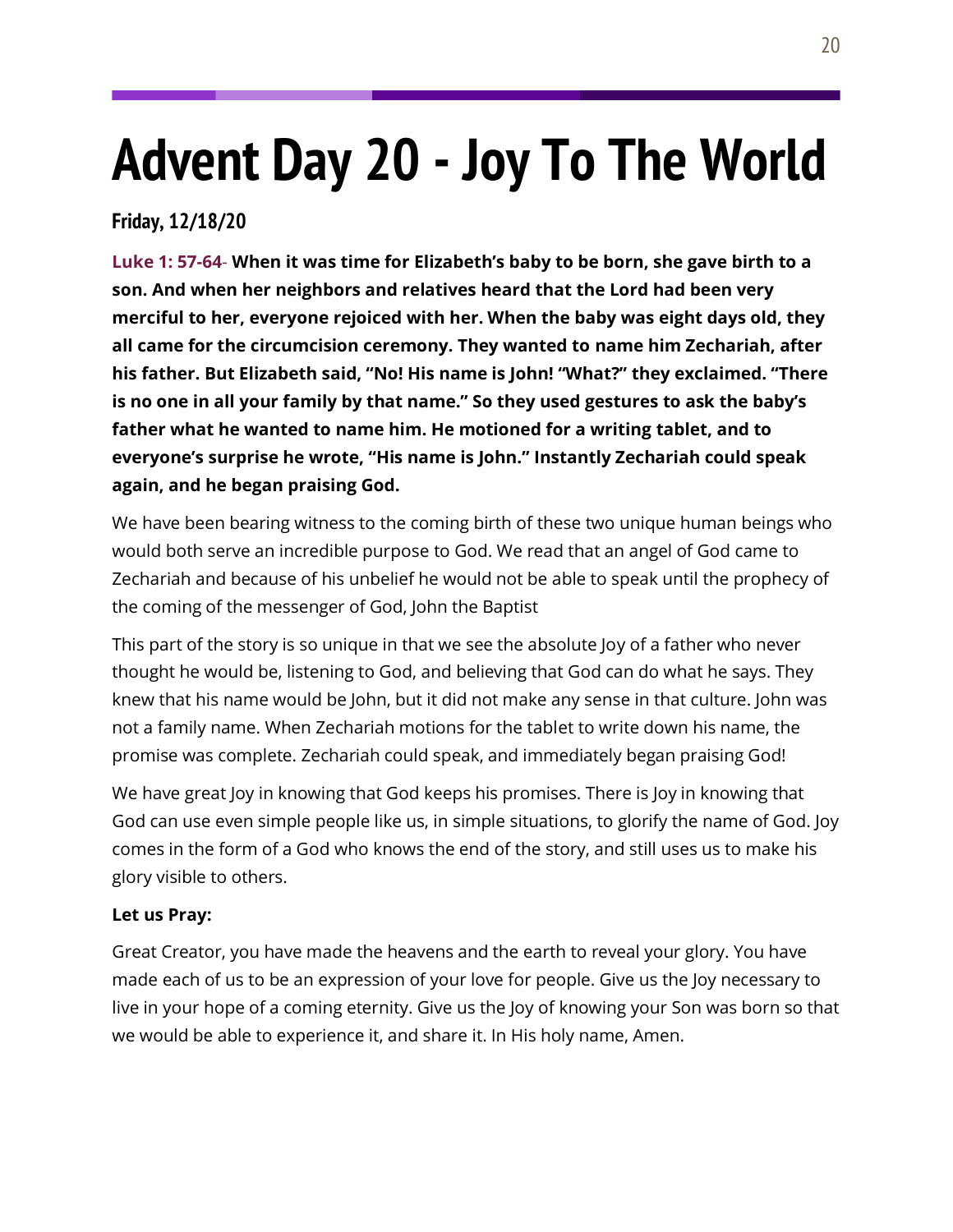# Advent Day 20 - Joy To The World

**Friday, 12/18/20**

**Luke 1: 57-64- When it was time for Elizabeth's baby to be born, she gave birth to a son. And when her neighbors and relatives heard that the Lord had been very merciful to her, everyone rejoiced with her. When the baby was eight days old, they all came for the circumcision ceremony. They wanted to name him Zechariah, after his father. But Elizabeth said, "No! His name is John! "What?" they exclaimed. "There is no one in all your family by that name." So they used gestures to ask the baby's father what he wanted to name him. He motioned for a writing tablet, and to everyone's surprise he wrote, "His name is John." Instantly Zechariah could speak again, and he began praising God.**

We have been bearing witness to the coming birth of these two unique human beings who would both serve an incredible purpose to God. We read that an angel of God came to Zechariah and because of his unbelief he would not be able to speak until the prophecy of the coming of the messenger of God, John the Baptist

This part of the story is so unique in that we see the absolute Joy of a father who never thought he would be, listening to God, and believing that God can do what he says. They knew that his name would be John, but it did not make any sense in that culture. John was not a family name. When Zechariah motions for the tablet to write down his name, the promise was complete. Zechariah could speak, and immediately began praising God!

We have great Joy in knowing that God keeps his promises. There is Joy in knowing that God can use even simple people like us, in simple situations, to glorify the name of God. Joy comes in the form of a God who knows the end of the story, and still uses us to make his glory visible to others.

**Let us Pray:**

Great Creator, you have made the heavens and the earth to reveal your glory. You have made each of us to be an expression of your love for people. Give us the Joy necessary to live in your hope of a coming eternity. Give us the Joy of knowing your Son was born so that we would be able to experience it, and share it. In His holy name, Amen.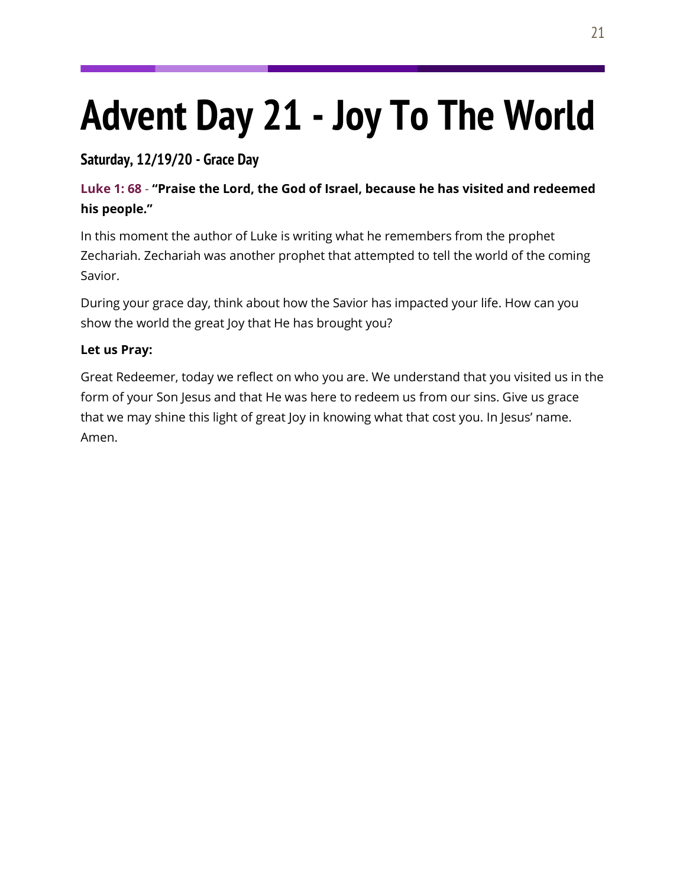# Advent Day 21 - Joy To The World

### Saturday, 12/19/20 - Grace Day

**Luke 1: 68 - "Praise the Lord, the God of Israel, because he has visited and redeemed his people."**

In this moment the author of Luke is writing what he remembers from the prophet Zechariah. Zechariah was another prophet that attempted to tell the world of the coming Savior.

During your grace day, think about how the Savior has impacted your life. How can you show the world the great Joy that He has brought you?

**Let us Pray:**

Great Redeemer, today we reflect on who you are. We understand that you visited us in the form of your Son Jesus and that He was here to redeem us from our sins. Give us grace that we may shine this light of great Joy in knowing what that cost you. In Jesus' name. Amen.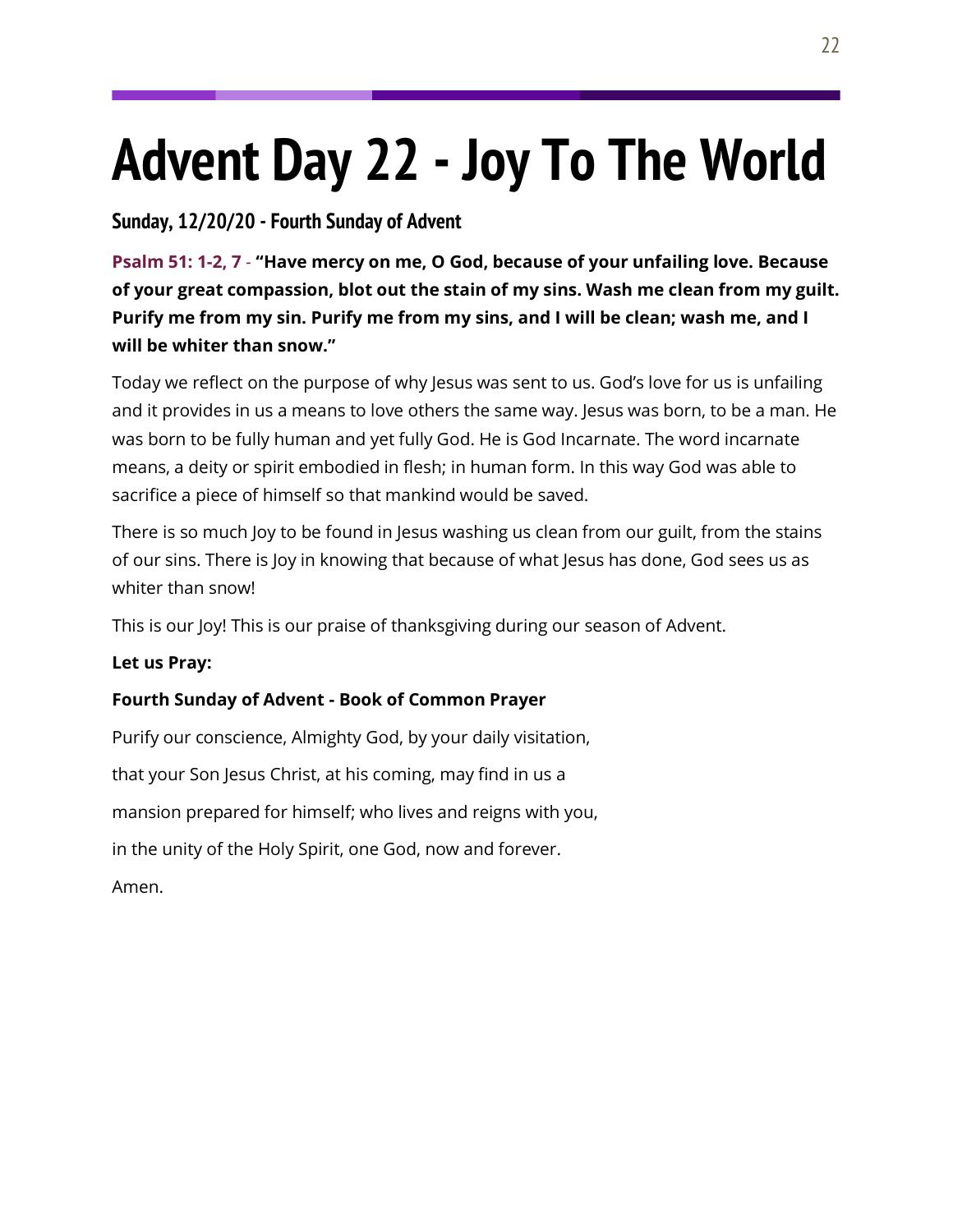# Advent Day 22 - Joy To The World

### Sunday, 12/20/20 - Fourth Sunday of Advent

**Psalm 51: 1-2, 7 - "Have mercy on me, O God, because of your unfailing love. Because of your great compassion, blot out the stain of my sins. Wash me clean from my guilt. Purify me from my sin. Purify me from my sins, and I will be clean; wash me, and I will be whiter than snow."**

Today we reflect on the purpose of why Jesus was sent to us. God's love for us is unfailing and it provides in us a means to love others the same way. Jesus was born, to be a man. He was born to be fully human and yet fully God. He is God Incarnate. The word incarnate means, a deity or spirit embodied in flesh; in human form. In this way God was able to sacrifice a piece of himself so that mankind would be saved.

There is so much Joy to be found in Jesus washing us clean from our guilt, from the stains of our sins. There is Joy in knowing that because of what Jesus has done, God sees us as whiter than snow!

This is our Joy! This is our praise of thanksgiving during our season of Advent.

**Let us Pray:**

**Fourth Sunday of Advent - Book of Common Prayer**

Purify our conscience, Almighty God, by your daily visitation,

that your Son Jesus Christ, at his coming, may find in us a

mansion prepared for himself; who lives and reigns with you,

in the unity of the Holy Spirit, one God, now and forever.

Amen.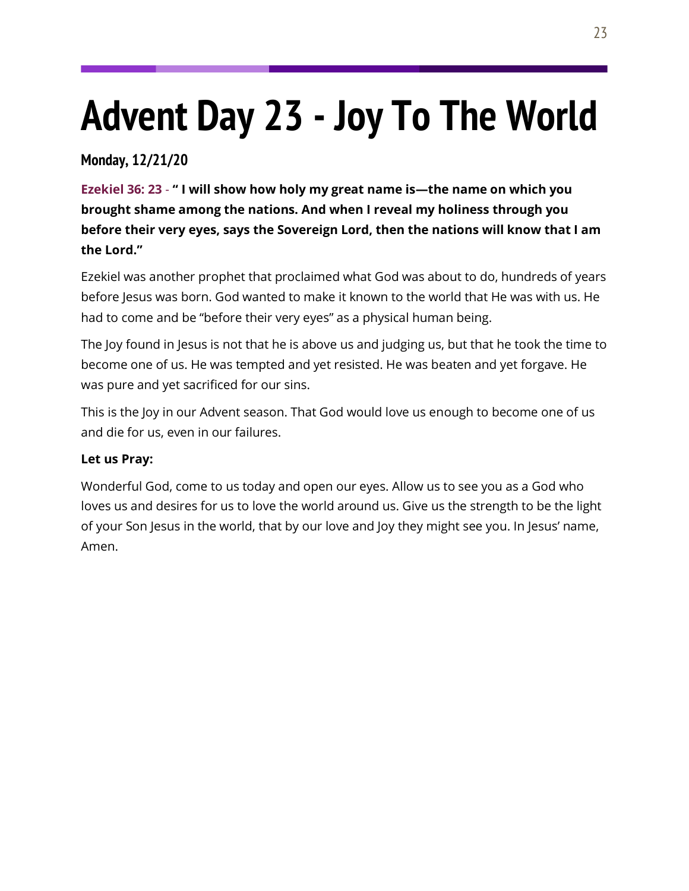# Advent Day 23 - Joy To The World

**Monday, 12/21/20**

**Ezekiel 36: 23 - " I will show how holy my great name is—the name on which you brought shame among the nations. And when I reveal my holiness through you before their very eyes, says the Sovereign Lord, then the nations will know that I am the Lord."**

Ezekiel was another prophet that proclaimed what God was about to do, hundreds of years before Jesus was born. God wanted to make it known to the world that He was with us. He had to come and be "before their very eyes" as a physical human being.

The Joy found in Jesus is not that he is above us and judging us, but that he took the time to become one of us. He was tempted and yet resisted. He was beaten and yet forgave. He was pure and yet sacrificed for our sins.

This is the Joy in our Advent season. That God would love us enough to become one of us and die for us, even in our failures.

**Let us Pray:**

Wonderful God, come to us today and open our eyes. Allow us to see you as a God who loves us and desires for us to love the world around us. Give us the strength to be the light of your Son Jesus in the world, that by our love and Joy they might see you. In Jesus' name, Amen.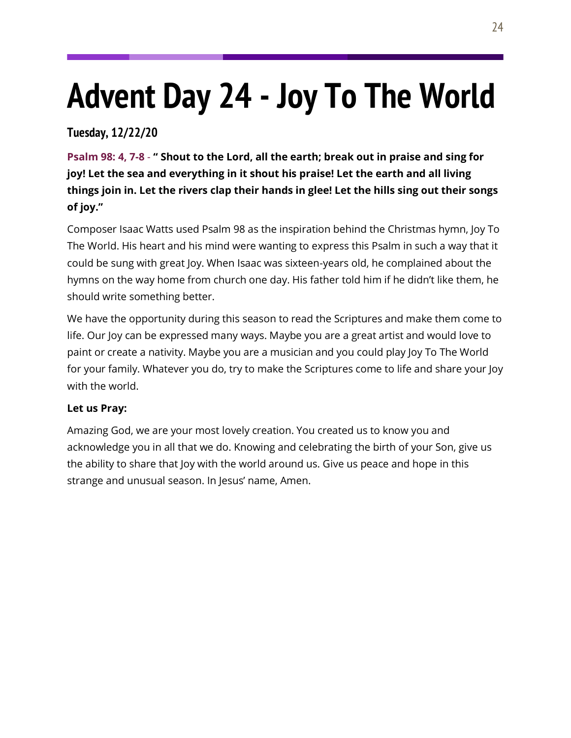# Advent Day 24 - Joy To The World

### Tuesday, 12/22/20

**Psalm 98: 4, 7-8 - " Shout to the Lord, all the earth; break out in praise and sing for joy! Let the sea and everything in it shout his praise! Let the earth and all living things join in. Let the rivers clap their hands in glee! Let the hills sing out their songs of joy."**

Composer Isaac Watts used Psalm 98 as the inspiration behind the Christmas hymn, Joy To The World. His heart and his mind were wanting to express this Psalm in such a way that it could be sung with great Joy. When Isaac was sixteen-years old, he complained about the hymns on the way home from church one day. His father told him if he didn't like them, he should write something better.

We have the opportunity during this season to read the Scriptures and make them come to life. Our Joy can be expressed many ways. Maybe you are a great artist and would love to paint or create a nativity. Maybe you are a musician and you could play Joy To The World for your family. Whatever you do, try to make the Scriptures come to life and share your Joy with the world.

**Let us Pray:**

Amazing God, we are your most lovely creation. You created us to know you and acknowledge you in all that we do. Knowing and celebrating the birth of your Son, give us the ability to share that Joy with the world around us. Give us peace and hope in this strange and unusual season. In Jesus' name, Amen.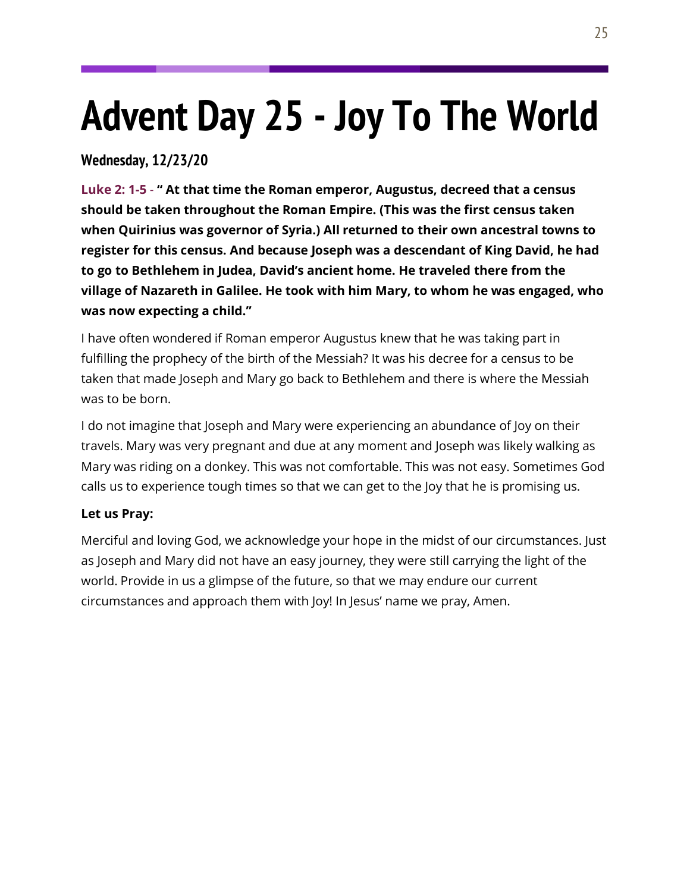# Advent Day 25 - Joy To The World

**Wednesday, 12/23/20**

**Luke 2: 1-5** - **" At that time the Roman emperor, Augustus, decreed that a census should be taken throughout the Roman Empire. (This was the first census taken when Quirinius was governor of Syria.) All returned to their own ancestral towns to register for this census. And because Joseph was a descendant of King David, he had to go to Bethlehem in Judea, David's ancient home. He traveled there from the village of Nazareth in Galilee. He took with him Mary, to whom he was engaged, who was now expecting a child."**

I have often wondered if Roman emperor Augustus knew that he was taking part in fulfilling the prophecy of the birth of the Messiah? It was his decree for a census to be taken that made Joseph and Mary go back to Bethlehem and there is where the Messiah was to be born.

I do not imagine that Joseph and Mary were experiencing an abundance of Joy on their travels. Mary was very pregnant and due at any moment and Joseph was likely walking as Mary was riding on a donkey. This was not comfortable. This was not easy. Sometimes God calls us to experience tough times so that we can get to the Joy that he is promising us.

**Let us Pray:**

Merciful and loving God, we acknowledge your hope in the midst of our circumstances. Just as Joseph and Mary did not have an easy journey, they were still carrying the light of the world. Provide in us a glimpse of the future, so that we may endure our current circumstances and approach them with Joy! In Jesus' name we pray, Amen.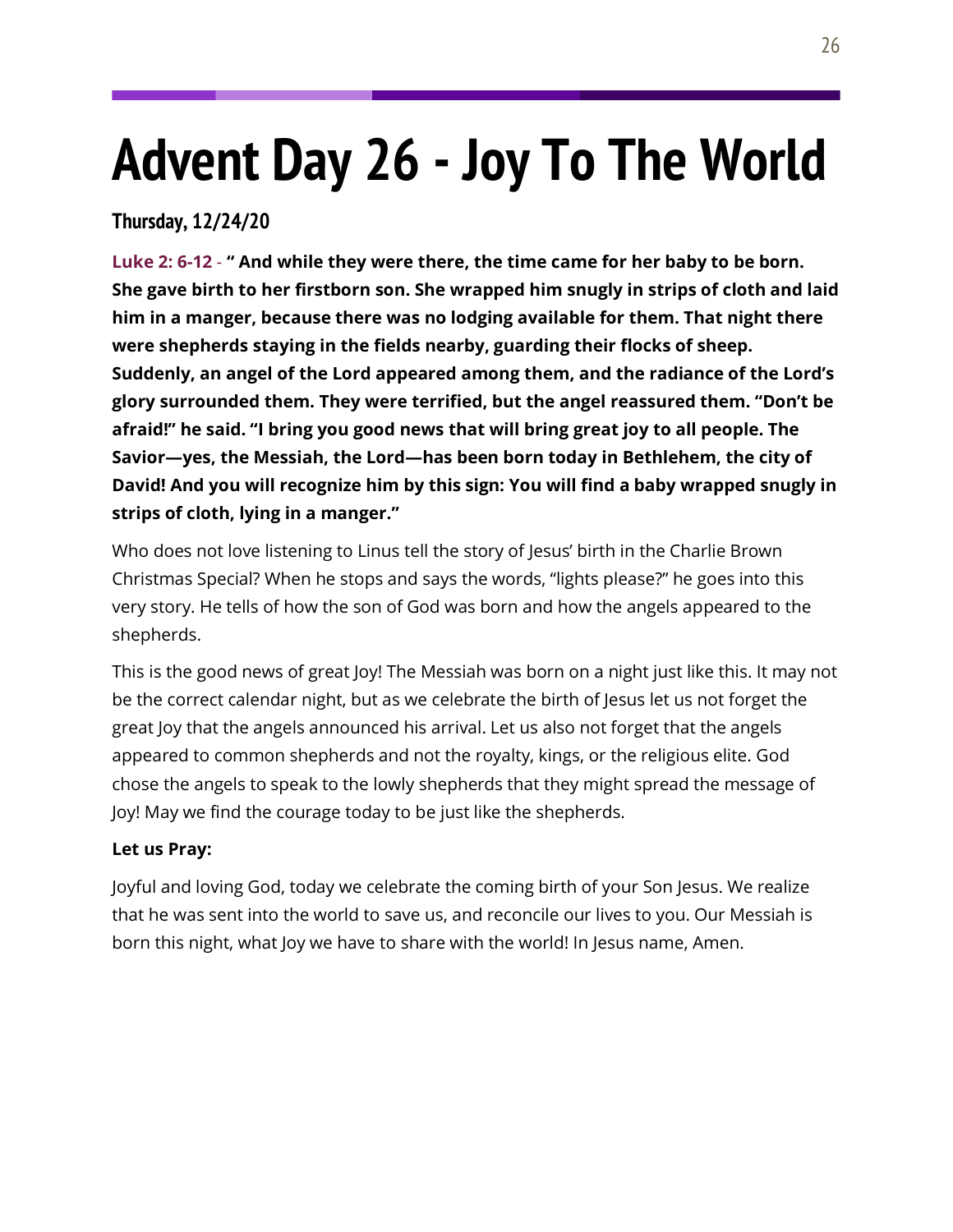# Advent Day 26 - Joy To The World

### Thursday, 12/24/20

**Luke 2: 6-12 - " And while they were there, the time came for her baby to be born. She gave birth to her firstborn son. She wrapped him snugly in strips of cloth and laid him in a manger, because there was no lodging available for them. That night there were shepherds staying in the fields nearby, guarding their flocks of sheep. Suddenly, an angel of the Lord appeared among them, and the radiance of the Lord's glory surrounded them. They were terrified, but the angel reassured them. "Don't be afraid!" he said. "I bring you good news that will bring great joy to all people. The Savior—yes, the Messiah, the Lord—has been born today in Bethlehem, the city of David! And you will recognize him by this sign: You will find a baby wrapped snugly in strips of cloth, lying in a manger."**

Who does not love listening to Linus tell the story of Jesus' birth in the Charlie Brown Christmas Special? When he stops and says the words, "lights please?" he goes into this very story. He tells of how the son of God was born and how the angels appeared to the shepherds.

This is the good news of great Joy! The Messiah was born on a night just like this. It may not be the correct calendar night, but as we celebrate the birth of Jesus let us not forget the great Joy that the angels announced his arrival. Let us also not forget that the angels appeared to common shepherds and not the royalty, kings, or the religious elite. God chose the angels to speak to the lowly shepherds that they might spread the message of Joy! May we find the courage today to be just like the shepherds.

**Let us Pray:**

Joyful and loving God, today we celebrate the coming birth of your Son Jesus. We realize that he was sent into the world to save us, and reconcile our lives to you. Our Messiah is born this night, what Joy we have to share with the world! In Jesus name, Amen.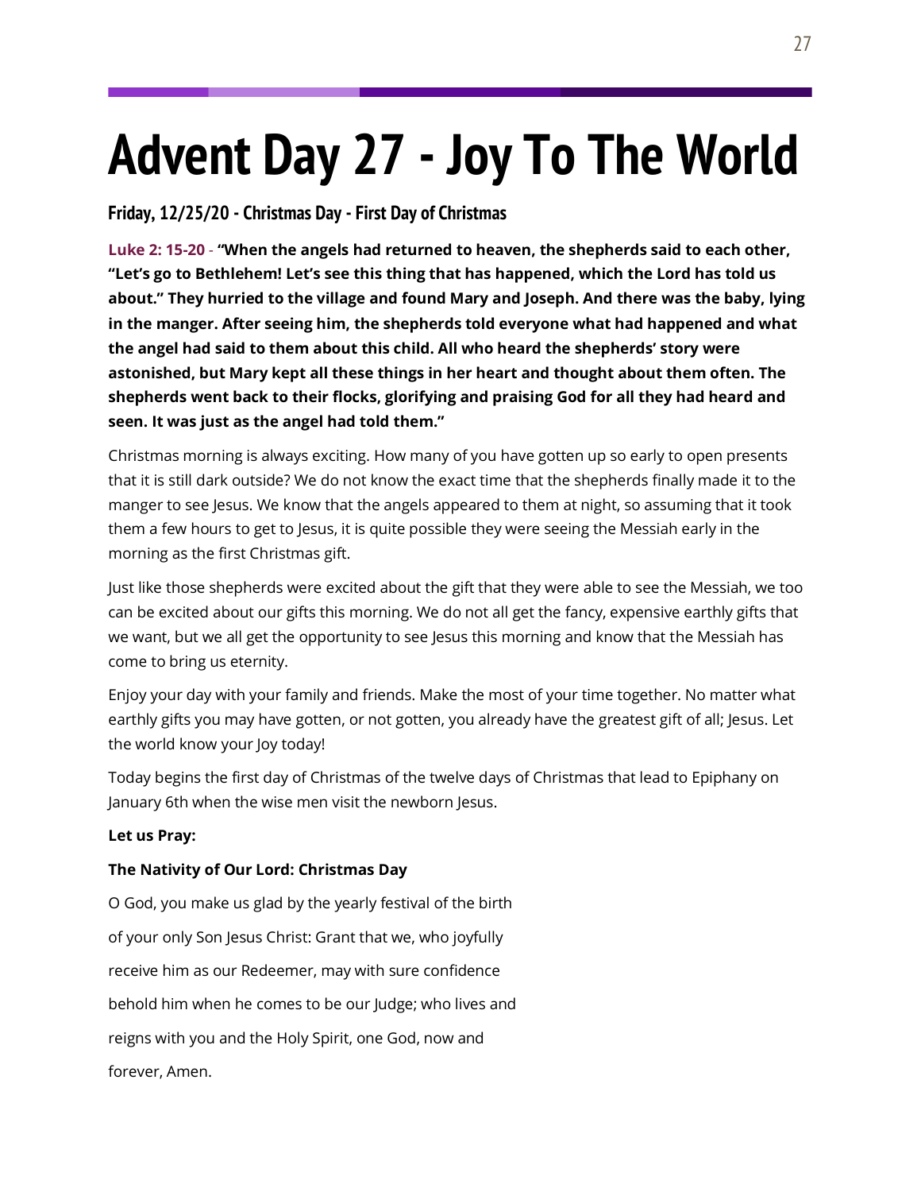# Advent Day 27 - Joy To The World

### Friday, 12/25/20 - Christmas Day - First Day of Christmas

**Luke 2: 15-20 - "When the angels had returned to heaven, the shepherds said to each other, "Let's go to Bethlehem! Let's see this thing that has happened, which the Lord has told us about." They hurried to the village and found Mary and Joseph. And there was the baby, lying in the manger. After seeing him, the shepherds told everyone what had happened and what the angel had said to them about this child. All who heard the shepherds' story were astonished, but Mary kept all these things in her heart and thought about them often. The shepherds went back to their flocks, glorifying and praising God for all they had heard and seen. It was just as the angel had told them."**

Christmas morning is always exciting. How many of you have gotten up so early to open presents that it is still dark outside? We do not know the exact time that the shepherds finally made it to the manger to see Jesus. We know that the angels appeared to them at night, so assuming that it took them a few hours to get to Jesus, it is quite possible they were seeing the Messiah early in the morning as the first Christmas gift.

Just like those shepherds were excited about the gift that they were able to see the Messiah, we too can be excited about our gifts this morning. We do not all get the fancy, expensive earthly gifts that we want, but we all get the opportunity to see Jesus this morning and know that the Messiah has come to bring us eternity.

Enjoy your day with your family and friends. Make the most of your time together. No matter what earthly gifts you may have gotten, or not gotten, you already have the greatest gift of all; Jesus. Let the world know your Joy today!

Today begins the first day of Christmas of the twelve days of Christmas that lead to Epiphany on January 6th when the wise men visit the newborn Jesus.

**Let us Pray:**

**The Nativity of Our Lord: Christmas Day**

O God, you make us glad by the yearly festival of the birth
of your only Son Jesus Christ: Grant that we, who joyfully
receive him as our Redeemer, may with sure confidence
behold him when he comes to be our Judge; who lives and
reigns with you and the Holy Spirit, one God, now and
forever, Amen.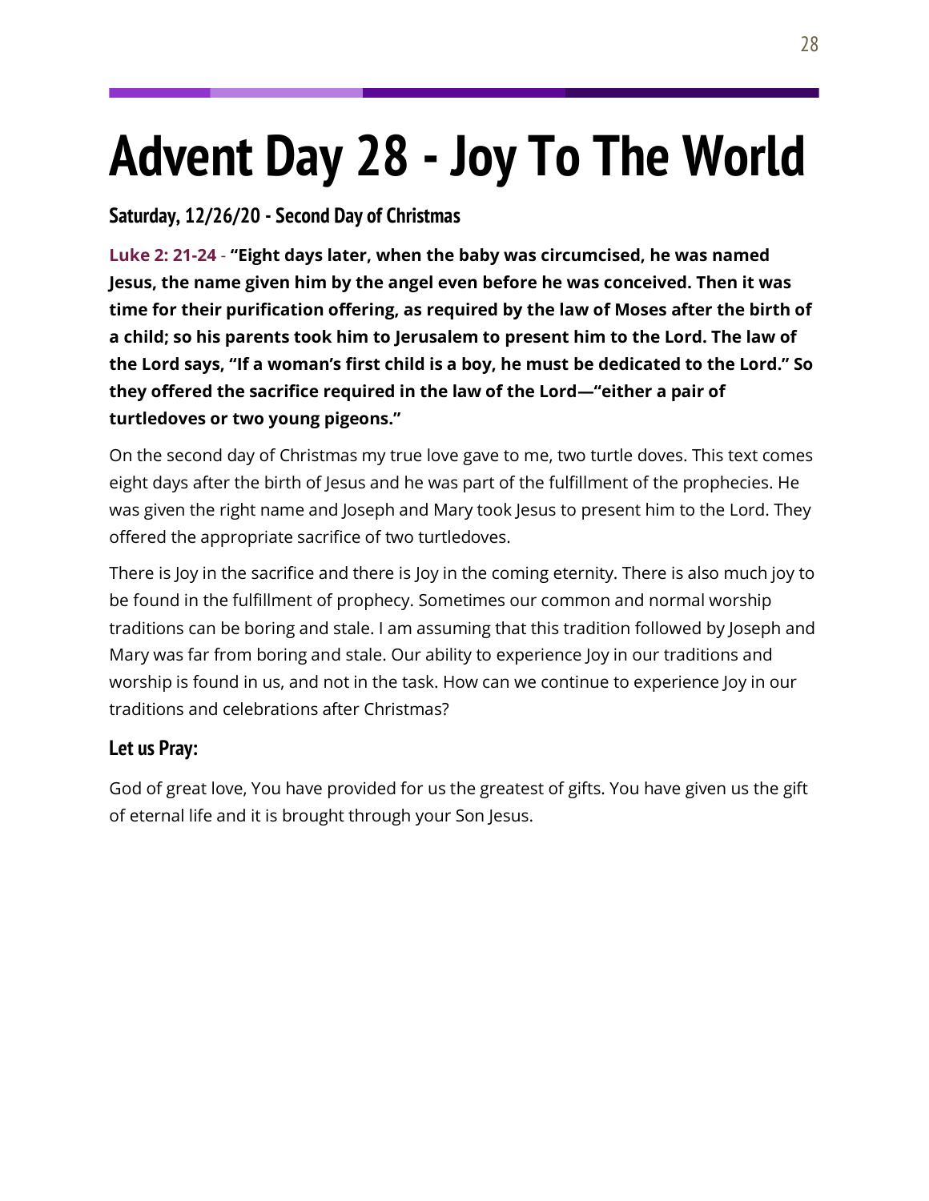# Advent Day 28 - Joy To The World

### Saturday, 12/26/20 - Second Day of Christmas

**Luke 2: 21-24** - **"Eight days later, when the baby was circumcised, he was named Jesus, the name given him by the angel even before he was conceived. Then it was time for their purification offering, as required by the law of Moses after the birth of a child; so his parents took him to Jerusalem to present him to the Lord. The law of the Lord says, "If a woman's first child is a boy, he must be dedicated to the Lord." So they offered the sacrifice required in the law of the Lord—"either a pair of turtledoves or two young pigeons."**

On the second day of Christmas my true love gave to me, two turtle doves. This text comes eight days after the birth of Jesus and he was part of the fulfillment of the prophecies. He was given the right name and Joseph and Mary took Jesus to present him to the Lord. They offered the appropriate sacrifice of two turtledoves.

There is Joy in the sacrifice and there is Joy in the coming eternity. There is also much joy to be found in the fulfillment of prophecy. Sometimes our common and normal worship traditions can be boring and stale. I am assuming that this tradition followed by Joseph and Mary was far from boring and stale. Our ability to experience Joy in our traditions and worship is found in us, and not in the task. How can we continue to experience Joy in our traditions and celebrations after Christmas?

### Let us Pray:

God of great love, You have provided for us the greatest of gifts. You have given us the gift of eternal life and it is brought through your Son Jesus.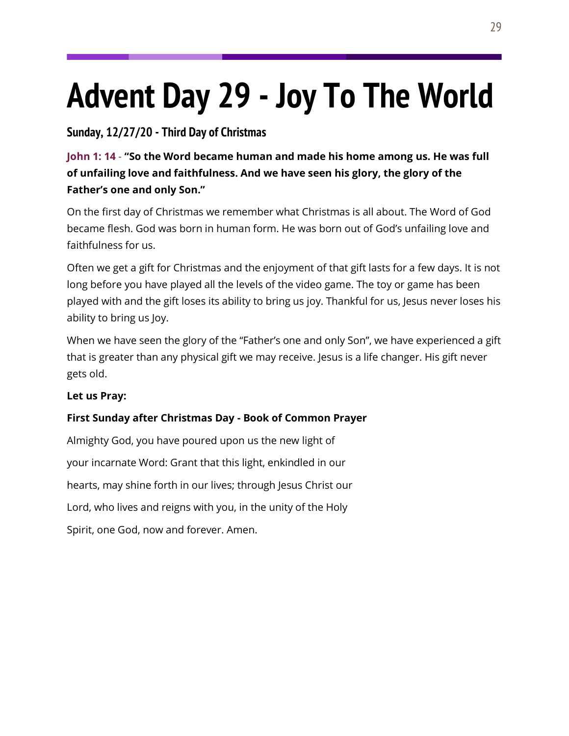# Advent Day 29 - Joy To The World

### Sunday, 12/27/20 - Third Day of Christmas

**John 1: 14 - "So the Word became human and made his home among us. He was full of unfailing love and faithfulness. And we have seen his glory, the glory of the Father's one and only Son."**

On the first day of Christmas we remember what Christmas is all about. The Word of God became flesh. God was born in human form. He was born out of God's unfailing love and faithfulness for us.

Often we get a gift for Christmas and the enjoyment of that gift lasts for a few days. It is not long before you have played all the levels of the video game. The toy or game has been played with and the gift loses its ability to bring us joy. Thankful for us, Jesus never loses his ability to bring us Joy.

When we have seen the glory of the "Father's one and only Son", we have experienced a gift that is greater than any physical gift we may receive. Jesus is a life changer. His gift never gets old.

**Let us Pray:**

**First Sunday after Christmas Day - Book of Common Prayer**

Almighty God, you have poured upon us the new light of

your incarnate Word: Grant that this light, enkindled in our

hearts, may shine forth in our lives; through Jesus Christ our

Lord, who lives and reigns with you, in the unity of the Holy

Spirit, one God, now and forever. Amen.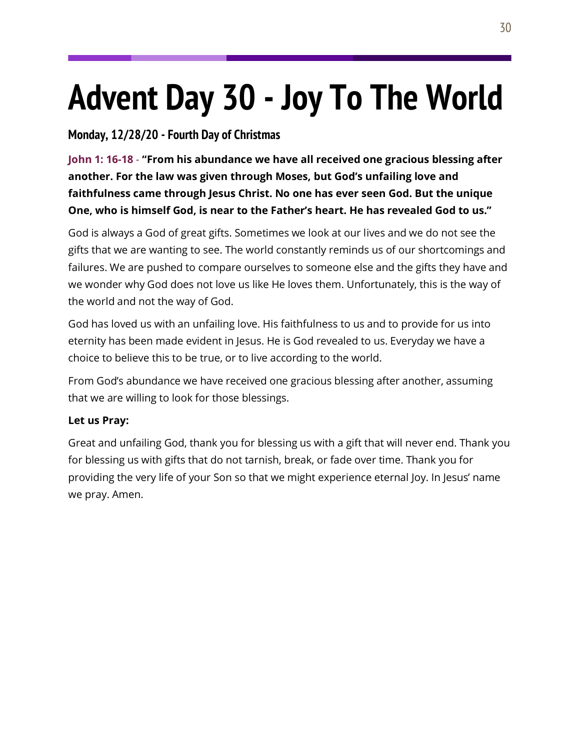# Advent Day 30 - Joy To The World

### Monday, 12/28/20 - Fourth Day of Christmas

**John 1: 16-18** - **"From his abundance we have all received one gracious blessing after another. For the law was given through Moses, but God's unfailing love and faithfulness came through Jesus Christ. No one has ever seen God. But the unique One, who is himself God, is near to the Father's heart. He has revealed God to us."**

God is always a God of great gifts. Sometimes we look at our lives and we do not see the gifts that we are wanting to see. The world constantly reminds us of our shortcomings and failures. We are pushed to compare ourselves to someone else and the gifts they have and we wonder why God does not love us like He loves them. Unfortunately, this is the way of the world and not the way of God.

God has loved us with an unfailing love. His faithfulness to us and to provide for us into eternity has been made evident in Jesus. He is God revealed to us. Everyday we have a choice to believe this to be true, or to live according to the world.

From God's abundance we have received one gracious blessing after another, assuming that we are willing to look for those blessings.

**Let us Pray:**

Great and unfailing God, thank you for blessing us with a gift that will never end. Thank you for blessing us with gifts that do not tarnish, break, or fade over time. Thank you for providing the very life of your Son so that we might experience eternal Joy. In Jesus' name we pray. Amen.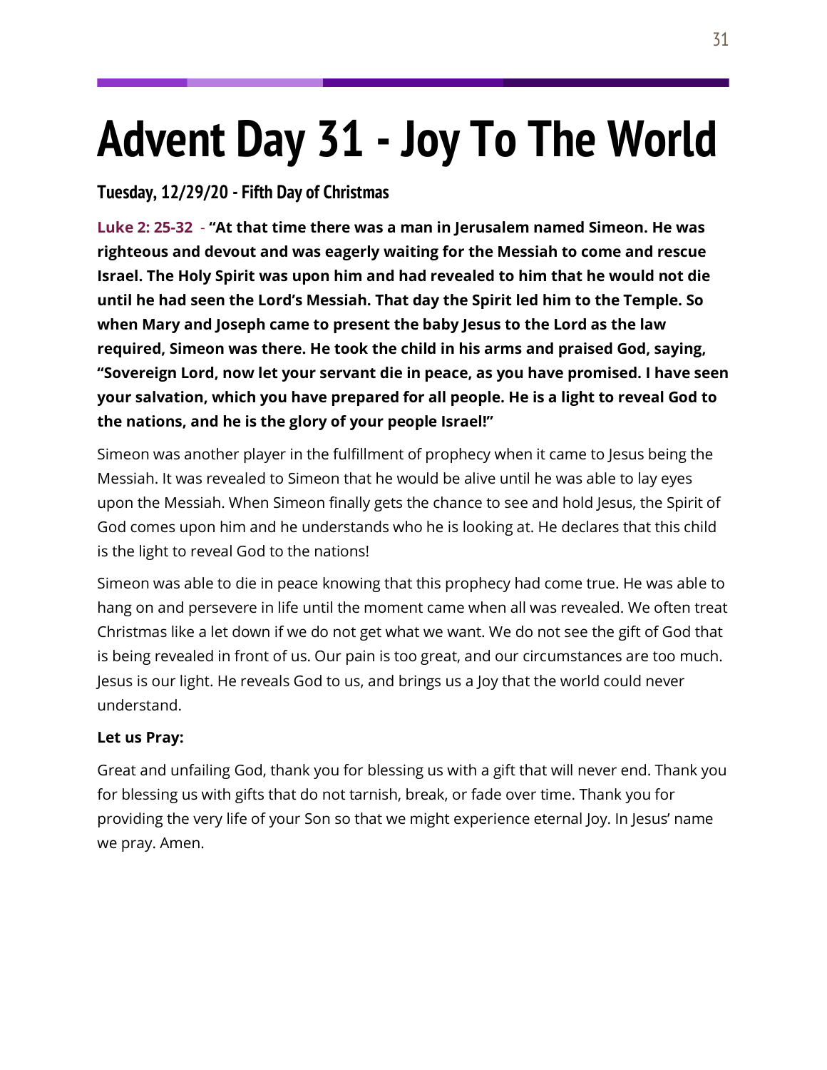# Advent Day 31 - Joy To The World

### Tuesday, 12/29/20 - Fifth Day of Christmas

**Luke 2: 25-32** - **"At that time there was a man in Jerusalem named Simeon. He was righteous and devout and was eagerly waiting for the Messiah to come and rescue Israel. The Holy Spirit was upon him and had revealed to him that he would not die until he had seen the Lord's Messiah. That day the Spirit led him to the Temple. So when Mary and Joseph came to present the baby Jesus to the Lord as the law required, Simeon was there. He took the child in his arms and praised God, saying, "Sovereign Lord, now let your servant die in peace, as you have promised. I have seen your salvation, which you have prepared for all people. He is a light to reveal God to the nations, and he is the glory of your people Israel!"**

Simeon was another player in the fulfillment of prophecy when it came to Jesus being the Messiah. It was revealed to Simeon that he would be alive until he was able to lay eyes upon the Messiah. When Simeon finally gets the chance to see and hold Jesus, the Spirit of God comes upon him and he understands who he is looking at. He declares that this child is the light to reveal God to the nations!

Simeon was able to die in peace knowing that this prophecy had come true. He was able to hang on and persevere in life until the moment came when all was revealed. We often treat Christmas like a let down if we do not get what we want. We do not see the gift of God that is being revealed in front of us. Our pain is too great, and our circumstances are too much. Jesus is our light. He reveals God to us, and brings us a Joy that the world could never understand.

**Let us Pray:**

Great and unfailing God, thank you for blessing us with a gift that will never end. Thank you for blessing us with gifts that do not tarnish, break, or fade over time. Thank you for providing the very life of your Son so that we might experience eternal Joy. In Jesus' name we pray. Amen.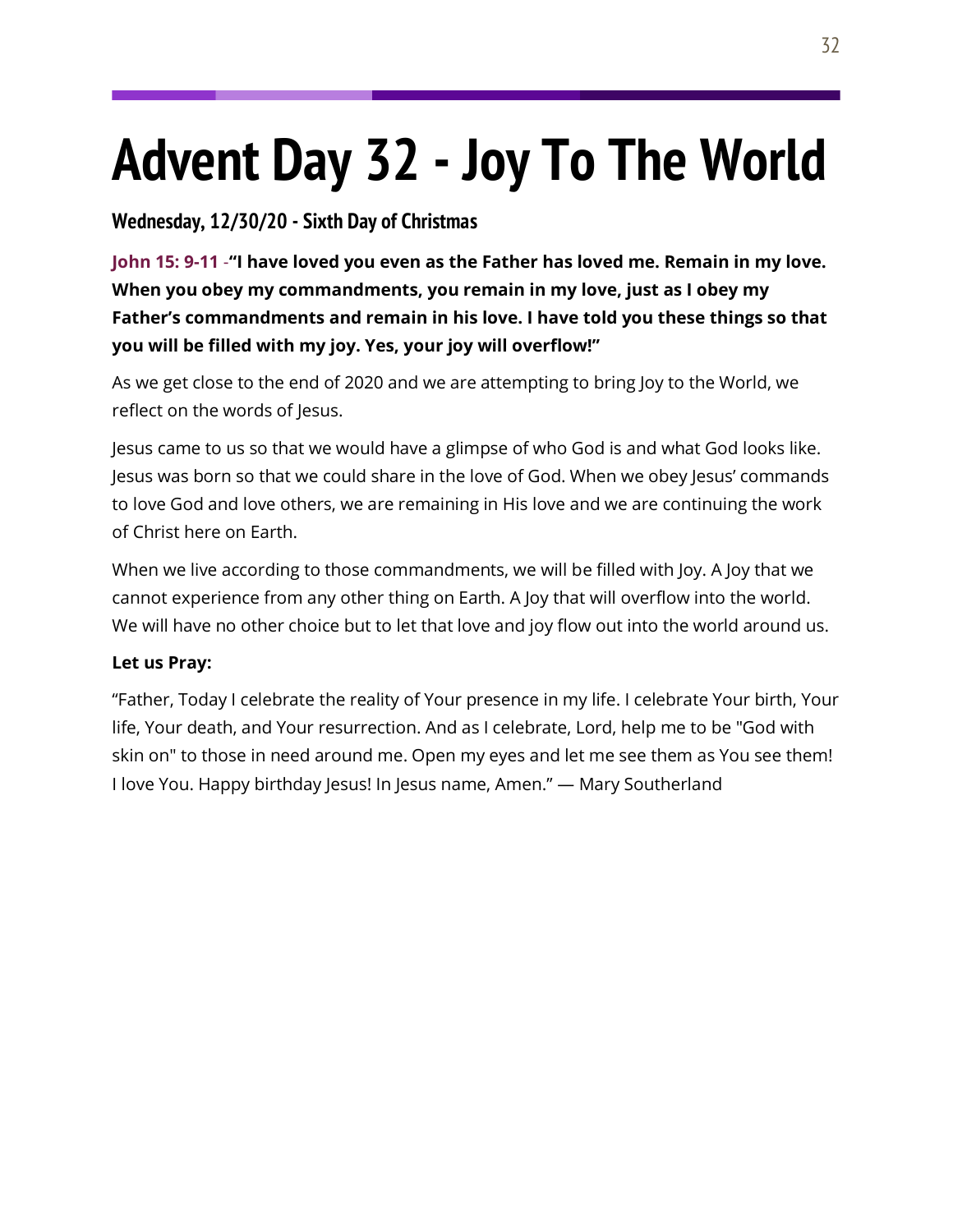# Advent Day 32 - Joy To The World

### Wednesday, 12/30/20 - Sixth Day of Christmas

**John 15: 9-11** -**"I have loved you even as the Father has loved me. Remain in my love. When you obey my commandments, you remain in my love, just as I obey my Father's commandments and remain in his love. I have told you these things so that you will be filled with my joy. Yes, your joy will overflow!"**

As we get close to the end of 2020 and we are attempting to bring Joy to the World, we reflect on the words of Jesus.

Jesus came to us so that we would have a glimpse of who God is and what God looks like. Jesus was born so that we could share in the love of God. When we obey Jesus' commands to love God and love others, we are remaining in His love and we are continuing the work of Christ here on Earth.

When we live according to those commandments, we will be filled with Joy. A Joy that we cannot experience from any other thing on Earth. A Joy that will overflow into the world. We will have no other choice but to let that love and joy flow out into the world around us.

**Let us Pray:**

"Father, Today I celebrate the reality of Your presence in my life. I celebrate Your birth, Your life, Your death, and Your resurrection. And as I celebrate, Lord, help me to be "God with skin on" to those in need around me. Open my eyes and let me see them as You see them! I love You. Happy birthday Jesus! In Jesus name, Amen." — Mary Southerland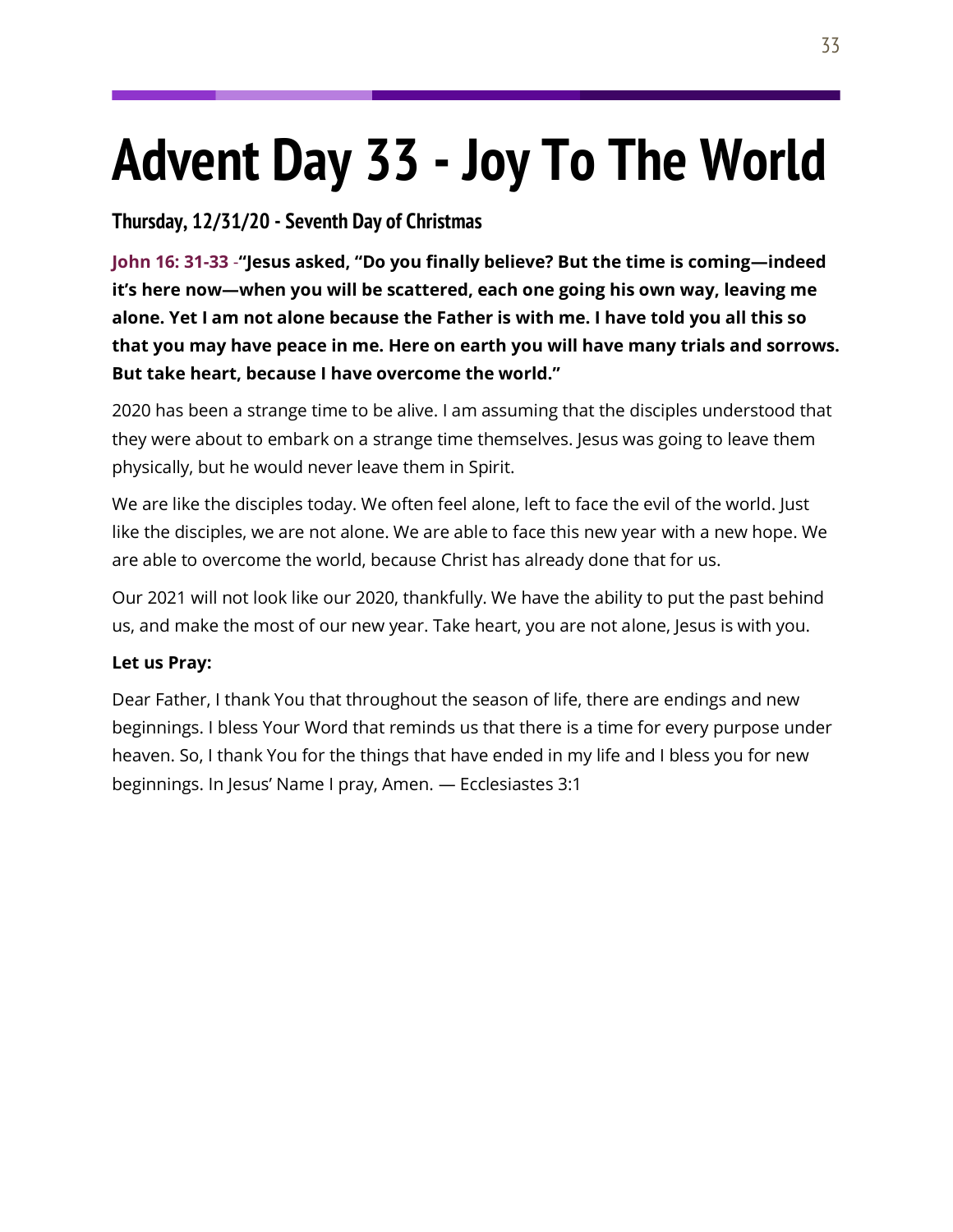# Advent Day 33 - Joy To The World

### Thursday, 12/31/20 - Seventh Day of Christmas

**John 16: 31-33 -"Jesus asked, "Do you finally believe? But the time is coming—indeed it's here now—when you will be scattered, each one going his own way, leaving me alone. Yet I am not alone because the Father is with me. I have told you all this so that you may have peace in me. Here on earth you will have many trials and sorrows. But take heart, because I have overcome the world."**

2020 has been a strange time to be alive. I am assuming that the disciples understood that they were about to embark on a strange time themselves. Jesus was going to leave them physically, but he would never leave them in Spirit.

We are like the disciples today. We often feel alone, left to face the evil of the world. Just like the disciples, we are not alone. We are able to face this new year with a new hope. We are able to overcome the world, because Christ has already done that for us.

Our 2021 will not look like our 2020, thankfully. We have the ability to put the past behind us, and make the most of our new year. Take heart, you are not alone, Jesus is with you.

**Let us Pray:**

Dear Father, I thank You that throughout the season of life, there are endings and new beginnings. I bless Your Word that reminds us that there is a time for every purpose under heaven. So, I thank You for the things that have ended in my life and I bless you for new beginnings. In Jesus' Name I pray, Amen. — Ecclesiastes 3:1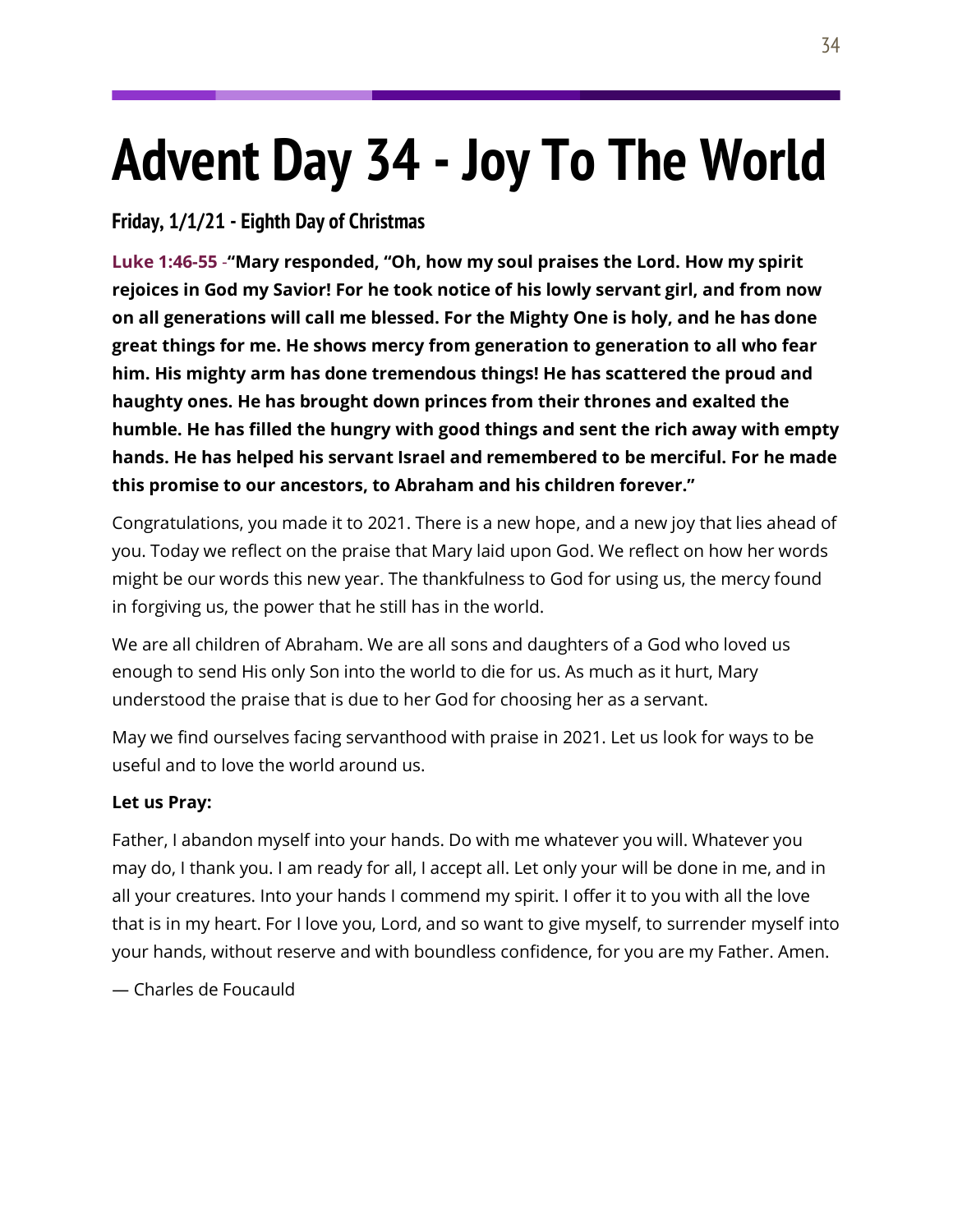# Advent Day 34 - Joy To The World

### Friday, 1/1/21 - Eighth Day of Christmas

**Luke 1:46-55 -“Mary responded, “Oh, how my soul praises the Lord. How my spirit rejoices in God my Savior! For he took notice of his lowly servant girl, and from now on all generations will call me blessed. For the Mighty One is holy, and he has done great things for me. He shows mercy from generation to generation to all who fear him. His mighty arm has done tremendous things! He has scattered the proud and haughty ones. He has brought down princes from their thrones and exalted the humble. He has filled the hungry with good things and sent the rich away with empty hands. He has helped his servant Israel and remembered to be merciful. For he made this promise to our ancestors, to Abraham and his children forever.”**

Congratulations, you made it to 2021. There is a new hope, and a new joy that lies ahead of you. Today we reflect on the praise that Mary laid upon God. We reflect on how her words might be our words this new year. The thankfulness to God for using us, the mercy found in forgiving us, the power that he still has in the world.

We are all children of Abraham. We are all sons and daughters of a God who loved us enough to send His only Son into the world to die for us. As much as it hurt, Mary understood the praise that is due to her God for choosing her as a servant.

May we find ourselves facing servanthood with praise in 2021. Let us look for ways to be useful and to love the world around us.

**Let us Pray:**

Father, I abandon myself into your hands. Do with me whatever you will. Whatever you may do, I thank you. I am ready for all, I accept all. Let only your will be done in me, and in all your creatures. Into your hands I commend my spirit. I offer it to you with all the love that is in my heart. For I love you, Lord, and so want to give myself, to surrender myself into your hands, without reserve and with boundless confidence, for you are my Father. Amen.

— Charles de Foucauld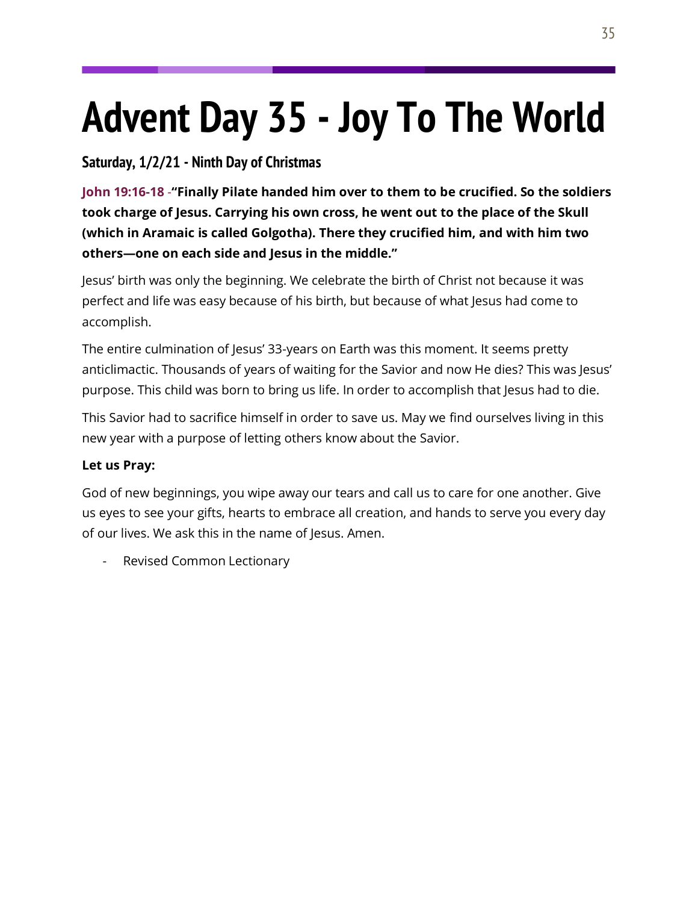# Advent Day 35 - Joy To The World

### Saturday, 1/2/21 - Ninth Day of Christmas

**John 19:16-18** -**"Finally Pilate handed him over to them to be crucified. So the soldiers took charge of Jesus. Carrying his own cross, he went out to the place of the Skull (which in Aramaic is called Golgotha). There they crucified him, and with him two others—one on each side and Jesus in the middle."**

Jesus' birth was only the beginning. We celebrate the birth of Christ not because it was perfect and life was easy because of his birth, but because of what Jesus had come to accomplish.

The entire culmination of Jesus' 33-years on Earth was this moment. It seems pretty anticlimactic. Thousands of years of waiting for the Savior and now He dies? This was Jesus' purpose. This child was born to bring us life. In order to accomplish that Jesus had to die.

This Savior had to sacrifice himself in order to save us. May we find ourselves living in this new year with a purpose of letting others know about the Savior.

**Let us Pray:**

God of new beginnings, you wipe away our tears and call us to care for one another. Give us eyes to see your gifts, hearts to embrace all creation, and hands to serve you every day of our lives. We ask this in the name of Jesus. Amen.

- Revised Common Lectionary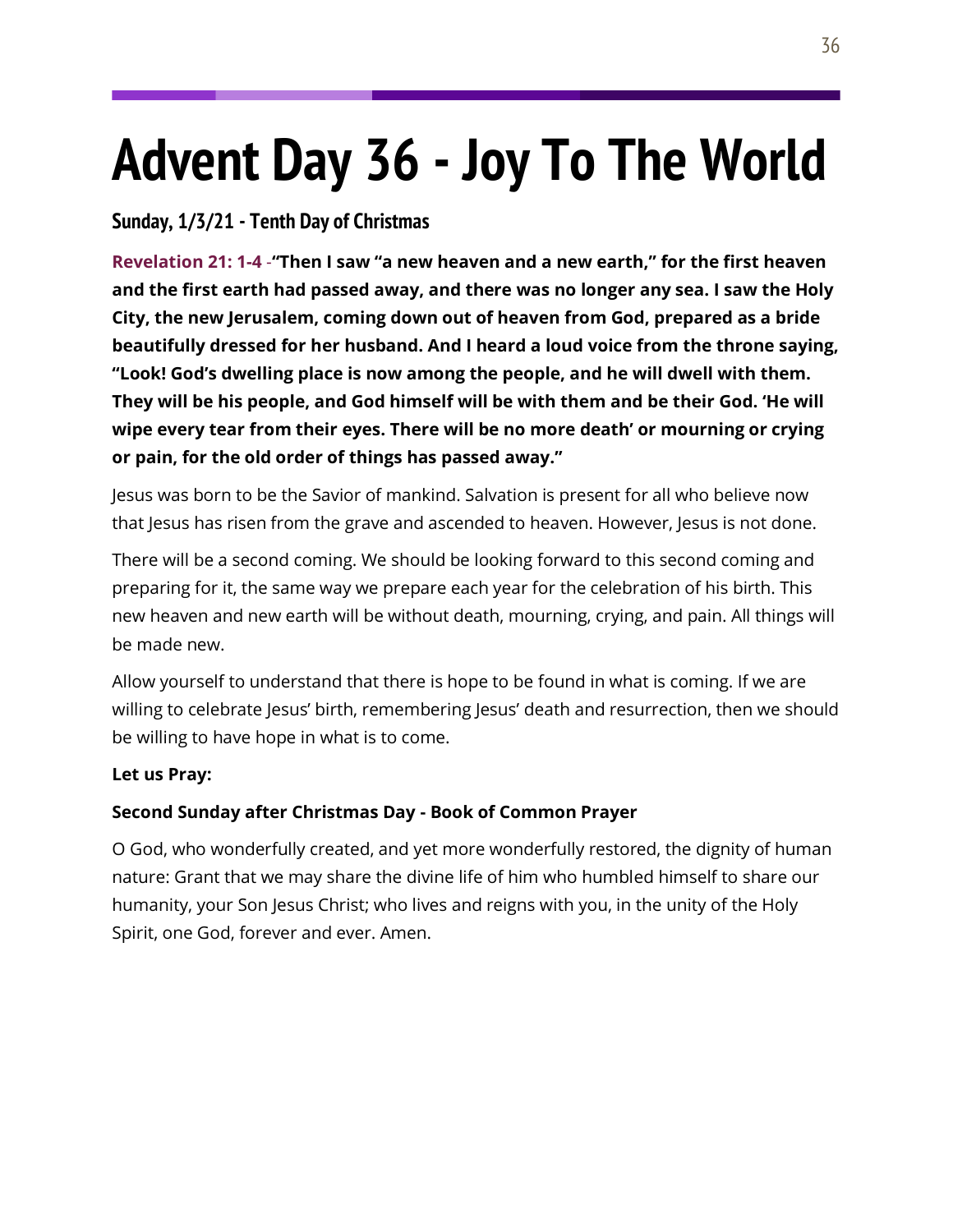# Advent Day 36 - Joy To The World

### Sunday, 1/3/21 - Tenth Day of Christmas

**Revelation 21: 1-4 -"Then I saw "a new heaven and a new earth," for the first heaven and the first earth had passed away, and there was no longer any sea. I saw the Holy City, the new Jerusalem, coming down out of heaven from God, prepared as a bride beautifully dressed for her husband. And I heard a loud voice from the throne saying, "Look! God's dwelling place is now among the people, and he will dwell with them. They will be his people, and God himself will be with them and be their God. 'He will wipe every tear from their eyes. There will be no more death' or mourning or crying or pain, for the old order of things has passed away."**

Jesus was born to be the Savior of mankind. Salvation is present for all who believe now that Jesus has risen from the grave and ascended to heaven. However, Jesus is not done.

There will be a second coming. We should be looking forward to this second coming and preparing for it, the same way we prepare each year for the celebration of his birth. This new heaven and new earth will be without death, mourning, crying, and pain. All things will be made new.

Allow yourself to understand that there is hope to be found in what is coming. If we are willing to celebrate Jesus' birth, remembering Jesus' death and resurrection, then we should be willing to have hope in what is to come.

**Let us Pray:**

**Second Sunday after Christmas Day - Book of Common Prayer**

O God, who wonderfully created, and yet more wonderfully restored, the dignity of human nature: Grant that we may share the divine life of him who humbled himself to share our humanity, your Son Jesus Christ; who lives and reigns with you, in the unity of the Holy Spirit, one God, forever and ever. Amen.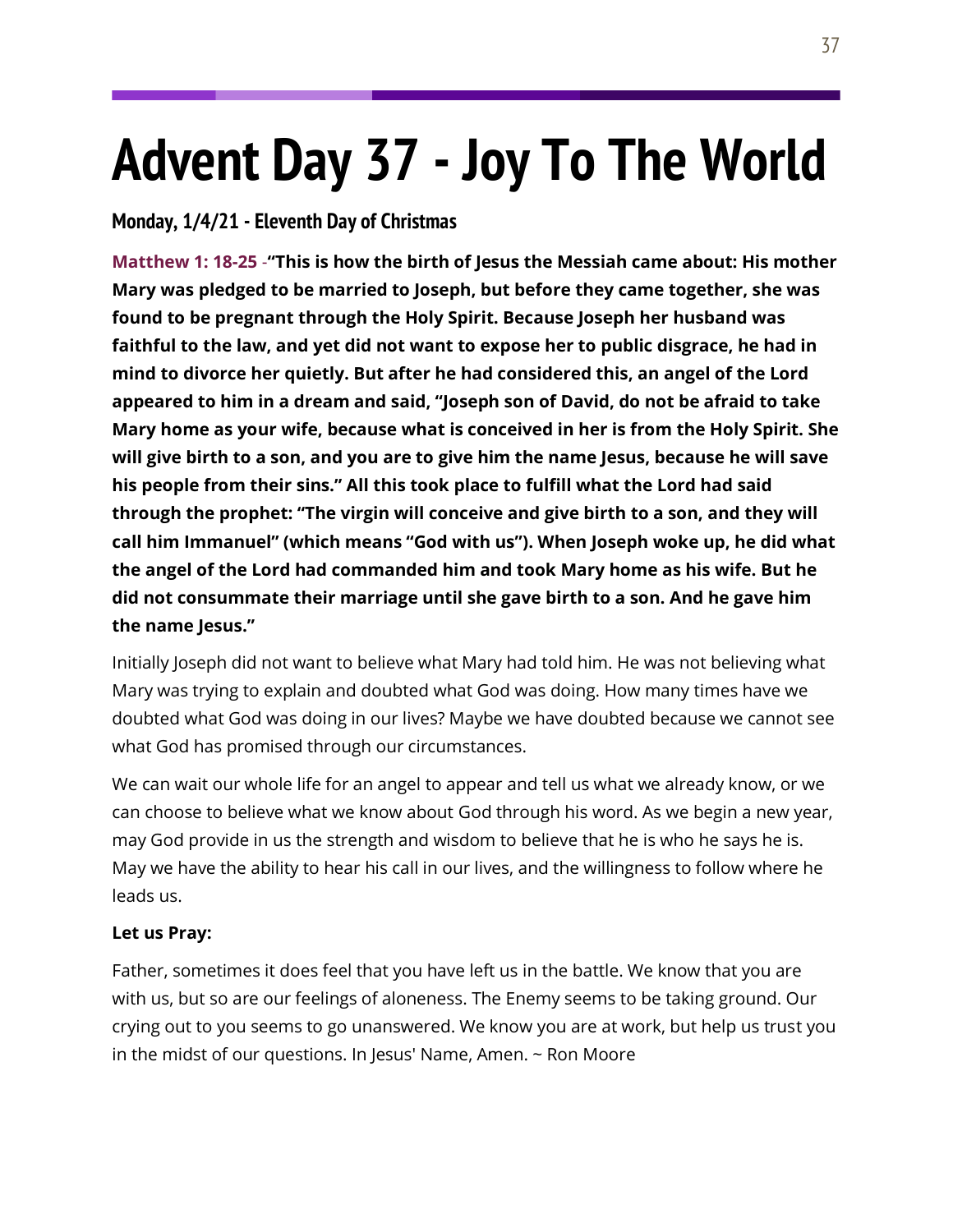# Advent Day 37 - Joy To The World

### Monday, 1/4/21 - Eleventh Day of Christmas

**Matthew 1: 18-25** -**"This is how the birth of Jesus the Messiah came about: His mother Mary was pledged to be married to Joseph, but before they came together, she was found to be pregnant through the Holy Spirit. Because Joseph her husband was faithful to the law, and yet did not want to expose her to public disgrace, he had in mind to divorce her quietly. But after he had considered this, an angel of the Lord appeared to him in a dream and said, "Joseph son of David, do not be afraid to take Mary home as your wife, because what is conceived in her is from the Holy Spirit. She will give birth to a son, and you are to give him the name Jesus, because he will save his people from their sins." All this took place to fulfill what the Lord had said through the prophet: "The virgin will conceive and give birth to a son, and they will call him Immanuel" (which means "God with us"). When Joseph woke up, he did what the angel of the Lord had commanded him and took Mary home as his wife. But he did not consummate their marriage until she gave birth to a son. And he gave him the name Jesus."**

Initially Joseph did not want to believe what Mary had told him. He was not believing what Mary was trying to explain and doubted what God was doing. How many times have we doubted what God was doing in our lives? Maybe we have doubted because we cannot see what God has promised through our circumstances.

We can wait our whole life for an angel to appear and tell us what we already know, or we can choose to believe what we know about God through his word. As we begin a new year, may God provide in us the strength and wisdom to believe that he is who he says he is. May we have the ability to hear his call in our lives, and the willingness to follow where he leads us.

**Let us Pray:**

Father, sometimes it does feel that you have left us in the battle. We know that you are with us, but so are our feelings of aloneness. The Enemy seems to be taking ground. Our crying out to you seems to go unanswered. We know you are at work, but help us trust you in the midst of our questions. In Jesus' Name, Amen. ~ Ron Moore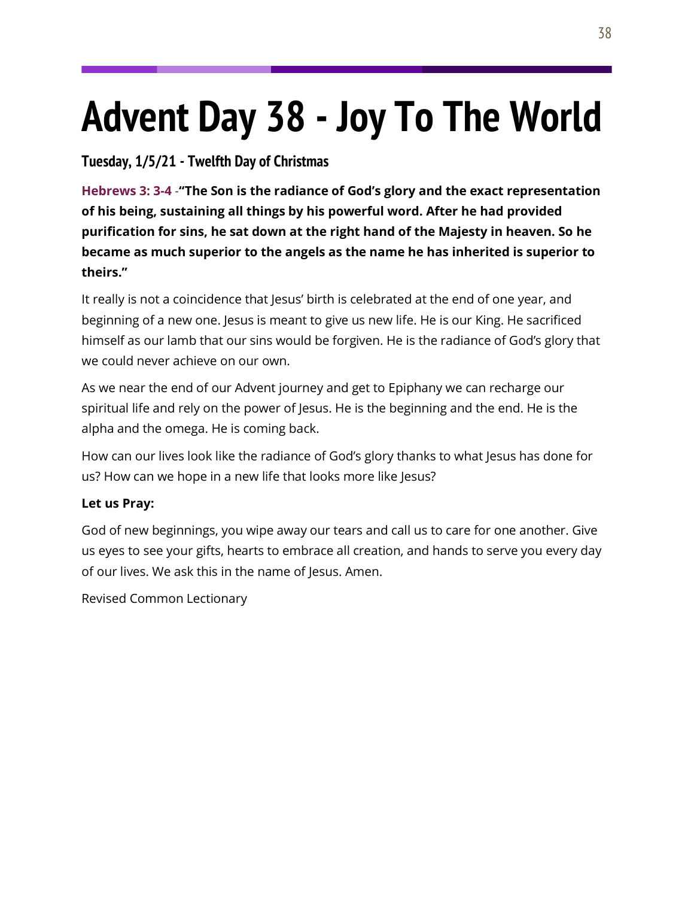# Advent Day 38 - Joy To The World

### Tuesday, 1/5/21 - Twelfth Day of Christmas

**Hebrews 3: 3-4 -"The Son is the radiance of God's glory and the exact representation of his being, sustaining all things by his powerful word. After he had provided purification for sins, he sat down at the right hand of the Majesty in heaven. So he became as much superior to the angels as the name he has inherited is superior to theirs."**

It really is not a coincidence that Jesus' birth is celebrated at the end of one year, and beginning of a new one. Jesus is meant to give us new life. He is our King. He sacrificed himself as our lamb that our sins would be forgiven. He is the radiance of God's glory that we could never achieve on our own.

As we near the end of our Advent journey and get to Epiphany we can recharge our spiritual life and rely on the power of Jesus. He is the beginning and the end. He is the alpha and the omega. He is coming back.

How can our lives look like the radiance of God's glory thanks to what Jesus has done for us? How can we hope in a new life that looks more like Jesus?

**Let us Pray:**

God of new beginnings, you wipe away our tears and call us to care for one another. Give us eyes to see your gifts, hearts to embrace all creation, and hands to serve you every day of our lives. We ask this in the name of Jesus. Amen.

Revised Common Lectionary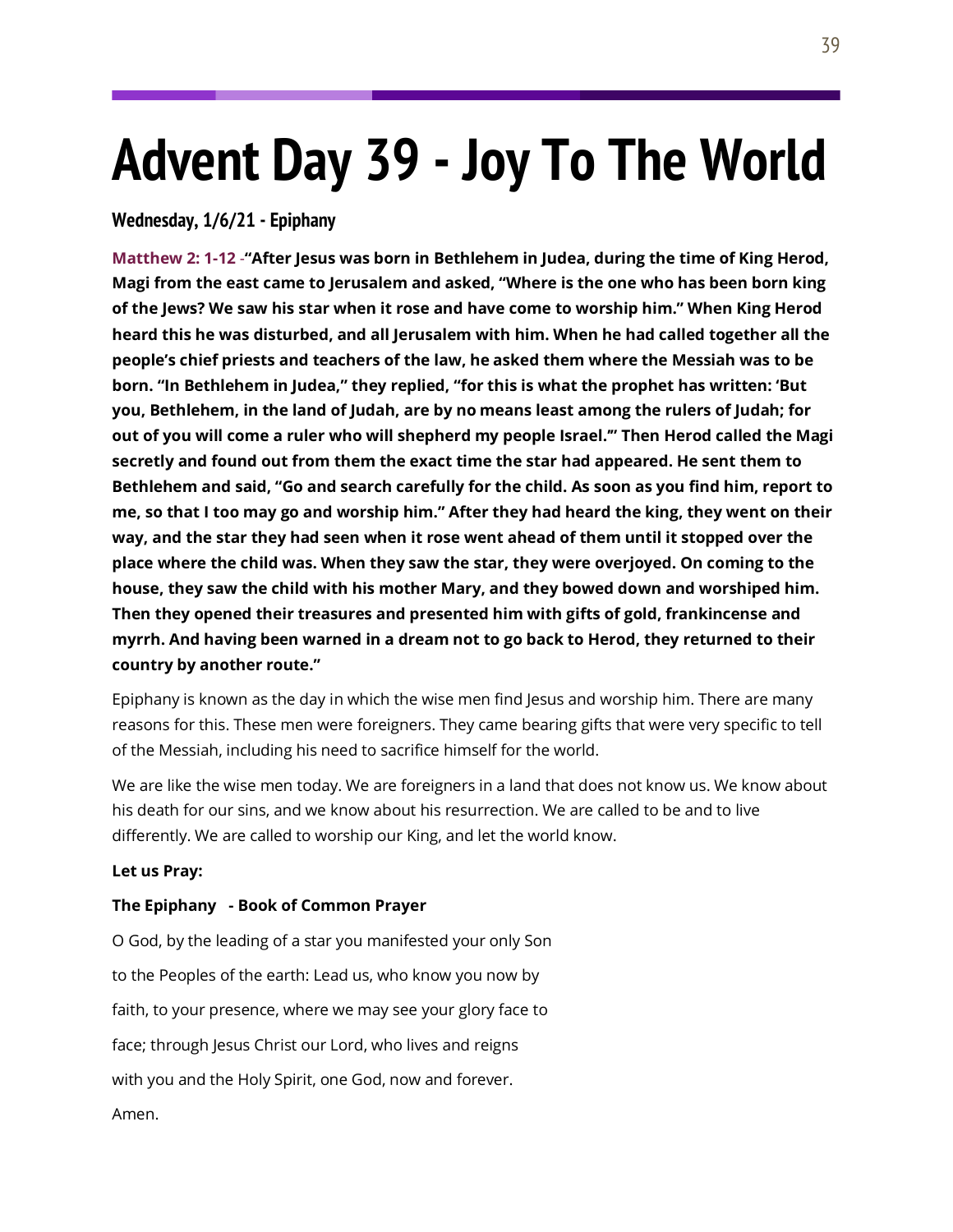# Advent Day 39 - Joy To The World

### Wednesday, 1/6/21 - Epiphany

**Matthew 2: 1-12** -**"After Jesus was born in Bethlehem in Judea, during the time of King Herod, Magi from the east came to Jerusalem and asked, "Where is the one who has been born king of the Jews? We saw his star when it rose and have come to worship him." When King Herod heard this he was disturbed, and all Jerusalem with him. When he had called together all the people's chief priests and teachers of the law, he asked them where the Messiah was to be born. "In Bethlehem in Judea," they replied, "for this is what the prophet has written: 'But you, Bethlehem, in the land of Judah, are by no means least among the rulers of Judah; for out of you will come a ruler who will shepherd my people Israel."' Then Herod called the Magi secretly and found out from them the exact time the star had appeared. He sent them to Bethlehem and said, "Go and search carefully for the child. As soon as you find him, report to me, so that I too may go and worship him." After they had heard the king, they went on their way, and the star they had seen when it rose went ahead of them until it stopped over the place where the child was. When they saw the star, they were overjoyed. On coming to the house, they saw the child with his mother Mary, and they bowed down and worshiped him. Then they opened their treasures and presented him with gifts of gold, frankincense and myrrh. And having been warned in a dream not to go back to Herod, they returned to their country by another route."**

Epiphany is known as the day in which the wise men find Jesus and worship him. There are many reasons for this. These men were foreigners. They came bearing gifts that were very specific to tell of the Messiah, including his need to sacrifice himself for the world.

We are like the wise men today. We are foreigners in a land that does not know us. We know about his death for our sins, and we know about his resurrection. We are called to be and to live differently. We are called to worship our King, and let the world know.

**Let us Pray:**

**The Epiphany - Book of Common Prayer**

O God, by the leading of a star you manifested your only Son
to the Peoples of the earth: Lead us, who know you now by
faith, to your presence, where we may see your glory face to
face; through Jesus Christ our Lord, who lives and reigns
with you and the Holy Spirit, one God, now and forever.
Amen.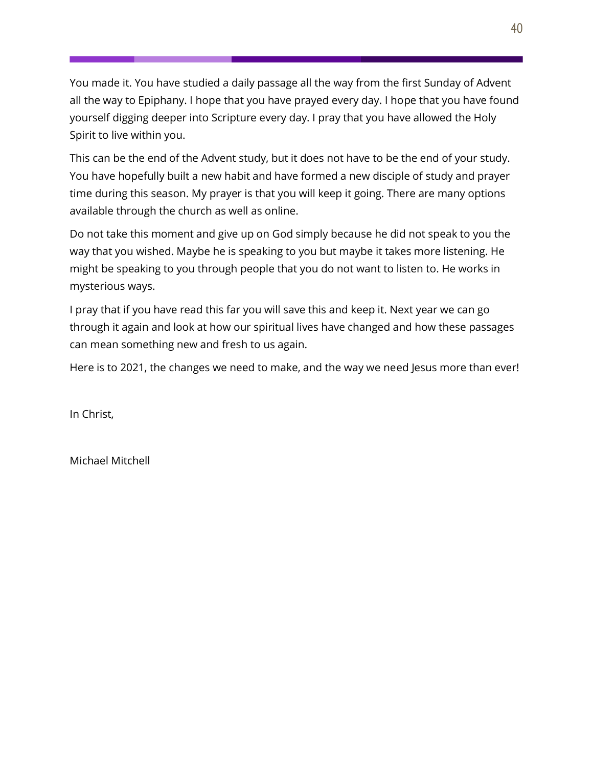You made it. You have studied a daily passage all the way from the first Sunday of Advent all the way to Epiphany. I hope that you have prayed every day. I hope that you have found yourself digging deeper into Scripture every day. I pray that you have allowed the Holy Spirit to live within you.

This can be the end of the Advent study, but it does not have to be the end of your study. You have hopefully built a new habit and have formed a new disciple of study and prayer time during this season. My prayer is that you will keep it going. There are many options available through the church as well as online.

Do not take this moment and give up on God simply because he did not speak to you the way that you wished. Maybe he is speaking to you but maybe it takes more listening. He might be speaking to you through people that you do not want to listen to. He works in mysterious ways.

I pray that if you have read this far you will save this and keep it. Next year we can go through it again and look at how our spiritual lives have changed and how these passages can mean something new and fresh to us again.

Here is to 2021, the changes we need to make, and the way we need Jesus more than ever!

In Christ,

Michael Mitchell